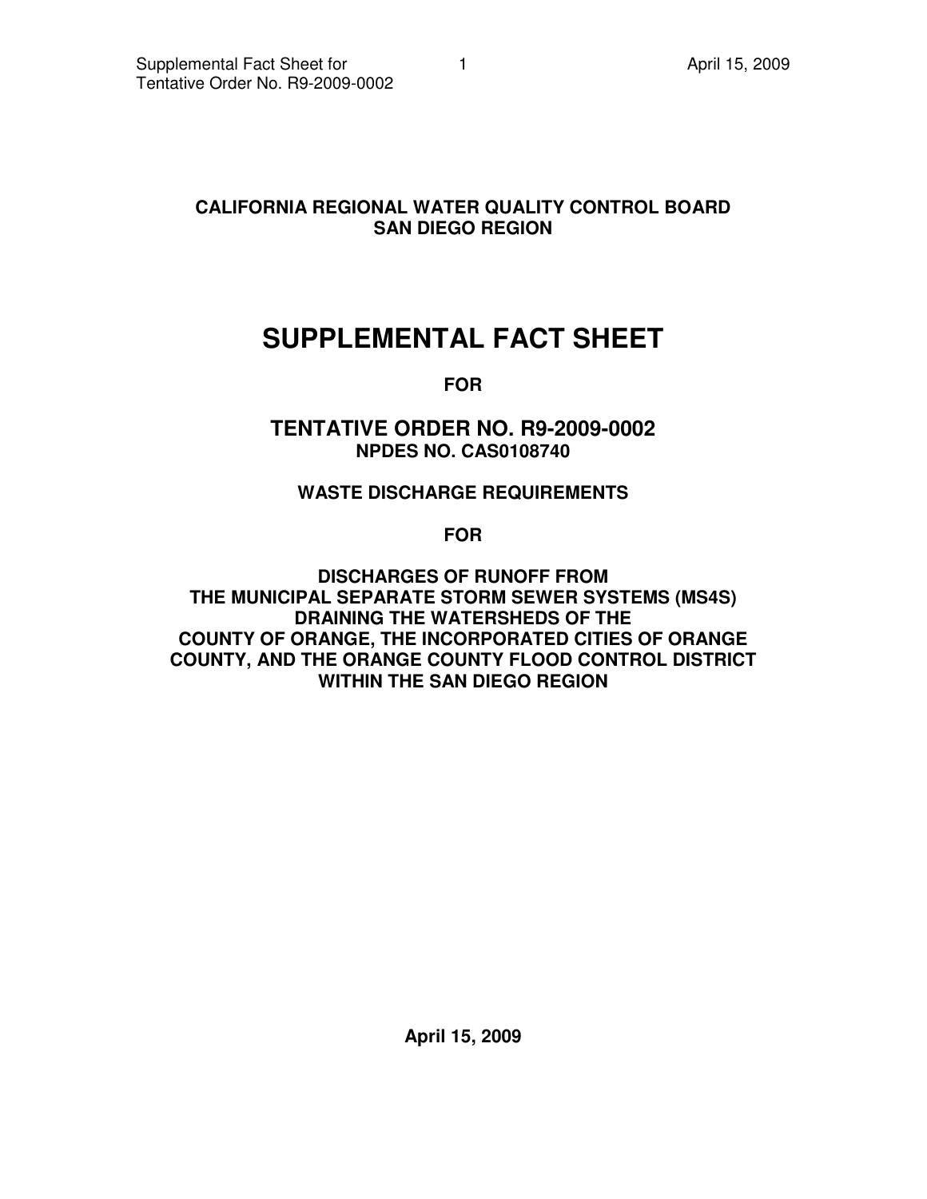**CALIFORNIA REGIONAL WATER QUALITY CONTROL BOARD**
**SAN DIEGO REGION**

# SUPPLEMENTAL FACT SHEET

**FOR**

## TENTATIVE ORDER NO. R9-2009-0002

**NPDES NO. CAS0108740**

**WASTE DISCHARGE REQUIREMENTS**

**FOR**

**DISCHARGES OF RUNOFF FROM THE MUNICIPAL SEPARATE STORM SEWER SYSTEMS (MS4S) DRAINING THE WATERSHEDS OF THE COUNTY OF ORANGE, THE INCORPORATED CITIES OF ORANGE COUNTY, AND THE ORANGE COUNTY FLOOD CONTROL DISTRICT WITHIN THE SAN DIEGO REGION**

**April 15, 2009**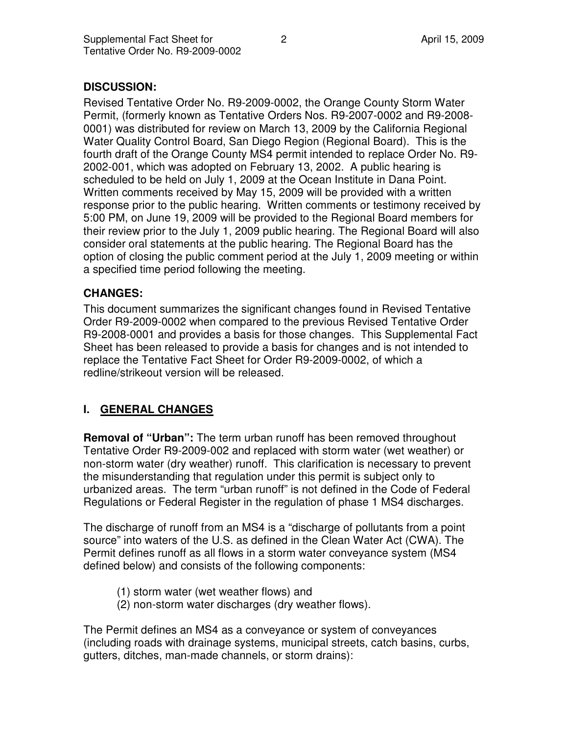## DISCUSSION:

Revised Tentative Order No. R9-2009-0002, the Orange County Storm Water Permit, (formerly known as Tentative Orders Nos. R9-2007-0002 and R9-2008-0001) was distributed for review on March 13, 2009 by the California Regional Water Quality Control Board, San Diego Region (Regional Board). This is the fourth draft of the Orange County MS4 permit intended to replace Order No. R9-2002-001, which was adopted on February 13, 2002. A public hearing is scheduled to be held on July 1, 2009 at the Ocean Institute in Dana Point. Written comments received by May 15, 2009 will be provided with a written response prior to the public hearing. Written comments or testimony received by 5:00 PM, on June 19, 2009 will be provided to the Regional Board members for their review prior to the July 1, 2009 public hearing. The Regional Board will also consider oral statements at the public hearing. The Regional Board has the option of closing the public comment period at the July 1, 2009 meeting or within a specified time period following the meeting.

## CHANGES:

This document summarizes the significant changes found in Revised Tentative Order R9-2009-0002 when compared to the previous Revised Tentative Order R9-2008-0001 and provides a basis for those changes. This Supplemental Fact Sheet has been released to provide a basis for changes and is not intended to replace the Tentative Fact Sheet for Order R9-2009-0002, of which a redline/strikeout version will be released.

## I. GENERAL CHANGES

**Removal of "Urban":** The term urban runoff has been removed throughout Tentative Order R9-2009-002 and replaced with storm water (wet weather) or non-storm water (dry weather) runoff. This clarification is necessary to prevent the misunderstanding that regulation under this permit is subject only to urbanized areas. The term "urban runoff" is not defined in the Code of Federal Regulations or Federal Register in the regulation of phase 1 MS4 discharges.

The discharge of runoff from an MS4 is a "discharge of pollutants from a point source" into waters of the U.S. as defined in the Clean Water Act (CWA). The Permit defines runoff as all flows in a storm water conveyance system (MS4 defined below) and consists of the following components:

(1) storm water (wet weather flows) and
(2) non-storm water discharges (dry weather flows).

The Permit defines an MS4 as a conveyance or system of conveyances (including roads with drainage systems, municipal streets, catch basins, curbs, gutters, ditches, man-made channels, or storm drains):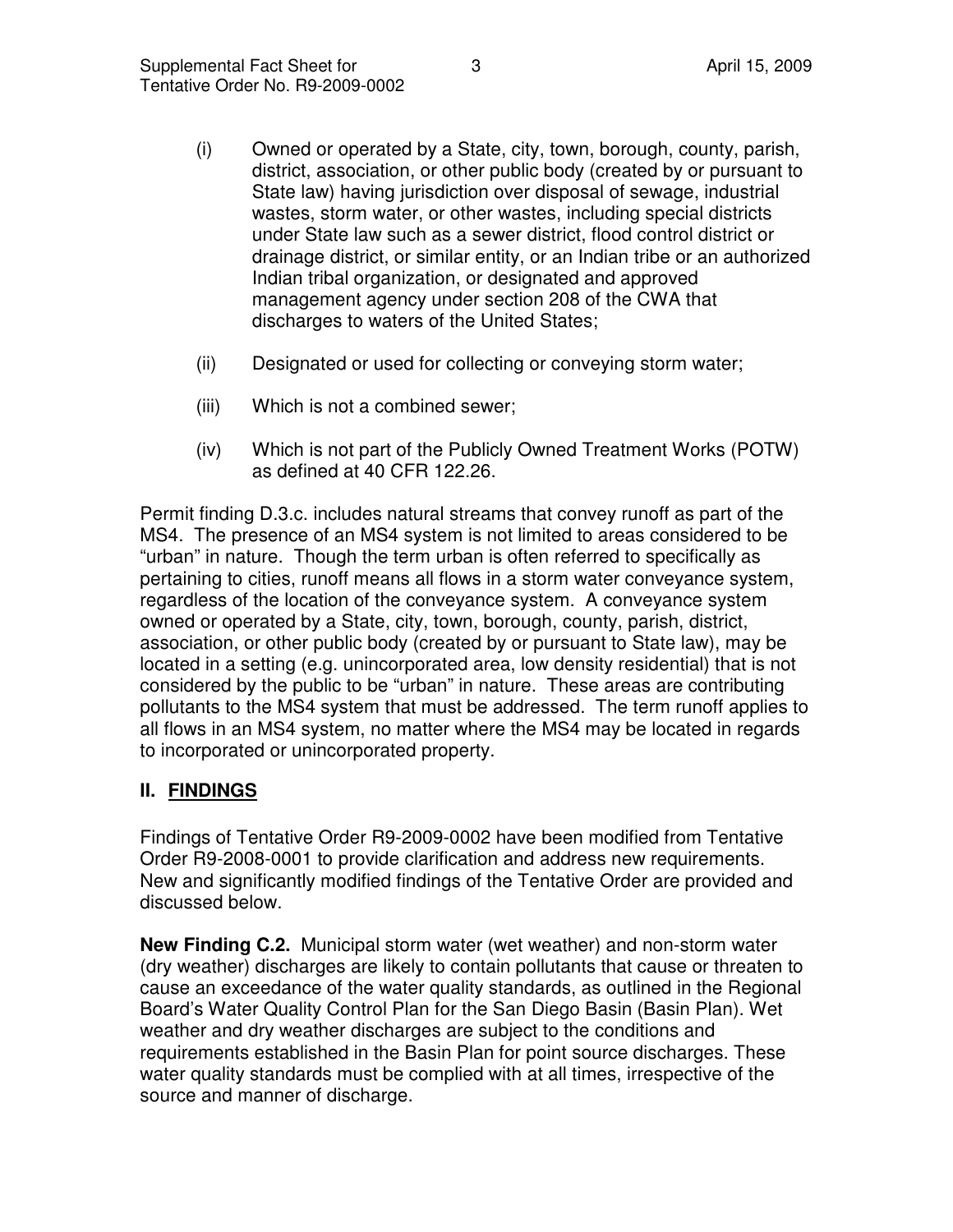(i) Owned or operated by a State, city, town, borough, county, parish, district, association, or other public body (created by or pursuant to State law) having jurisdiction over disposal of sewage, industrial wastes, storm water, or other wastes, including special districts under State law such as a sewer district, flood control district or drainage district, or similar entity, or an Indian tribe or an authorized Indian tribal organization, or designated and approved management agency under section 208 of the CWA that discharges to waters of the United States;

(ii) Designated or used for collecting or conveying storm water;

(iii) Which is not a combined sewer;

(iv) Which is not part of the Publicly Owned Treatment Works (POTW) as defined at 40 CFR 122.26.

Permit finding D.3.c. includes natural streams that convey runoff as part of the MS4. The presence of an MS4 system is not limited to areas considered to be "urban" in nature. Though the term urban is often referred to specifically as pertaining to cities, runoff means all flows in a storm water conveyance system, regardless of the location of the conveyance system. A conveyance system owned or operated by a State, city, town, borough, county, parish, district, association, or other public body (created by or pursuant to State law), may be located in a setting (e.g. unincorporated area, low density residential) that is not considered by the public to be "urban" in nature. These areas are contributing pollutants to the MS4 system that must be addressed. The term runoff applies to all flows in an MS4 system, no matter where the MS4 may be located in regards to incorporated or unincorporated property.

## II. FINDINGS

Findings of Tentative Order R9-2009-0002 have been modified from Tentative Order R9-2008-0001 to provide clarification and address new requirements. New and significantly modified findings of the Tentative Order are provided and discussed below.

**New Finding C.2.** Municipal storm water (wet weather) and non-storm water (dry weather) discharges are likely to contain pollutants that cause or threaten to cause an exceedance of the water quality standards, as outlined in the Regional Board's Water Quality Control Plan for the San Diego Basin (Basin Plan). Wet weather and dry weather discharges are subject to the conditions and requirements established in the Basin Plan for point source discharges. These water quality standards must be complied with at all times, irrespective of the source and manner of discharge.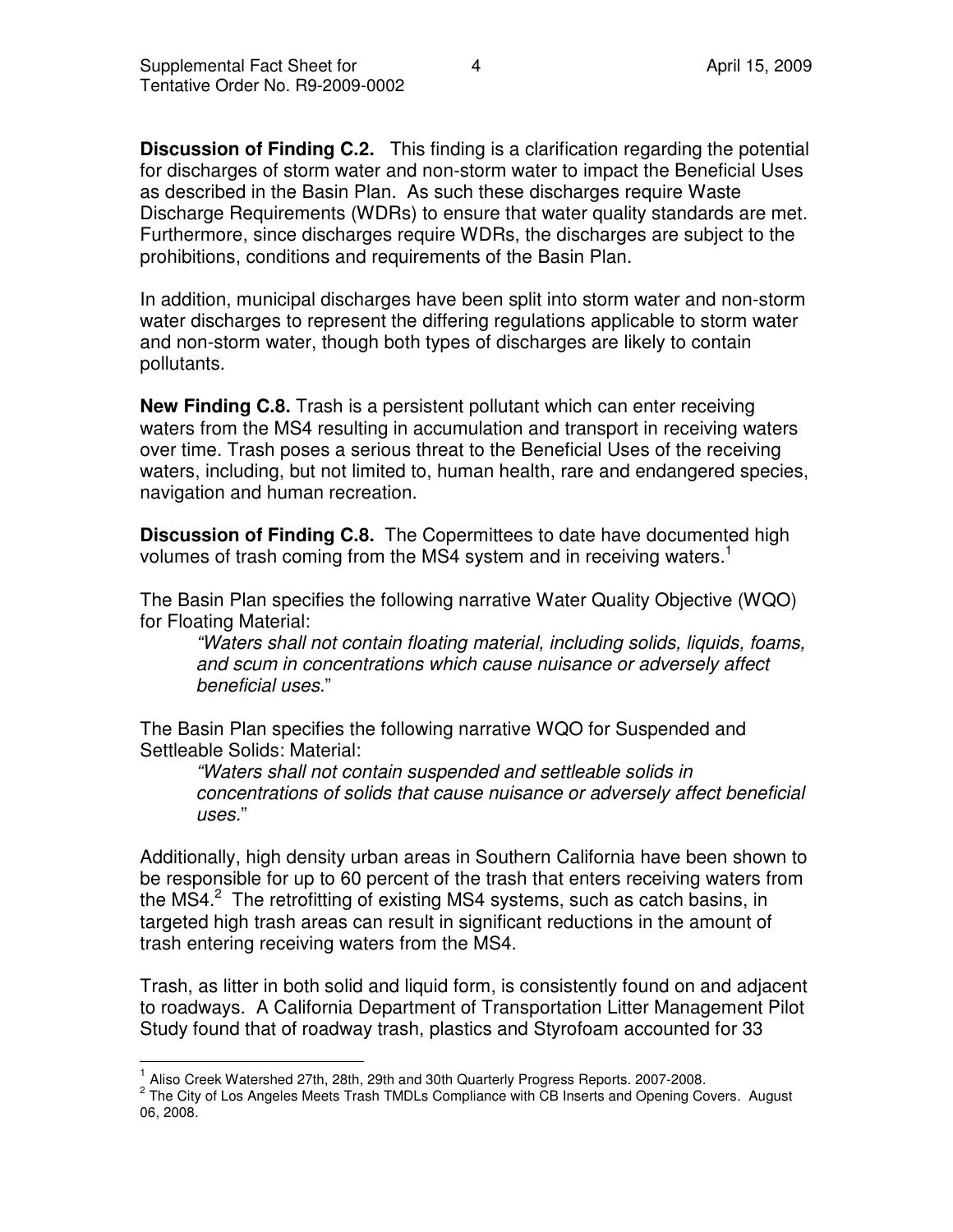**Discussion of Finding C.2.** This finding is a clarification regarding the potential for discharges of storm water and non-storm water to impact the Beneficial Uses as described in the Basin Plan. As such these discharges require Waste Discharge Requirements (WDRs) to ensure that water quality standards are met. Furthermore, since discharges require WDRs, the discharges are subject to the prohibitions, conditions and requirements of the Basin Plan.

In addition, municipal discharges have been split into storm water and non-storm water discharges to represent the differing regulations applicable to storm water and non-storm water, though both types of discharges are likely to contain pollutants.

**New Finding C.8.** Trash is a persistent pollutant which can enter receiving waters from the MS4 resulting in accumulation and transport in receiving waters over time. Trash poses a serious threat to the Beneficial Uses of the receiving waters, including, but not limited to, human health, rare and endangered species, navigation and human recreation.

**Discussion of Finding C.8.** The Copermittees to date have documented high volumes of trash coming from the MS4 system and in receiving waters.[1]

The Basin Plan specifies the following narrative Water Quality Objective (WQO) for Floating Material:

> *"Waters shall not contain floating material, including solids, liquids, foams, and scum in concentrations which cause nuisance or adversely affect beneficial uses."*

The Basin Plan specifies the following narrative WQO for Suspended and Settleable Solids: Material:

> *"Waters shall not contain suspended and settleable solids in concentrations of solids that cause nuisance or adversely affect beneficial uses."*

Additionally, high density urban areas in Southern California have been shown to be responsible for up to 60 percent of the trash that enters receiving waters from the MS4.[2] The retrofitting of existing MS4 systems, such as catch basins, in targeted high trash areas can result in significant reductions in the amount of trash entering receiving waters from the MS4.

Trash, as litter in both solid and liquid form, is consistently found on and adjacent to roadways. A California Department of Transportation Litter Management Pilot Study found that of roadway trash, plastics and Styrofoam accounted for 33

---

[1] Aliso Creek Watershed 27th, 28th, 29th and 30th Quarterly Progress Reports. 2007-2008.

[2] The City of Los Angeles Meets Trash TMDLs Compliance with CB Inserts and Opening Covers. August 06, 2008.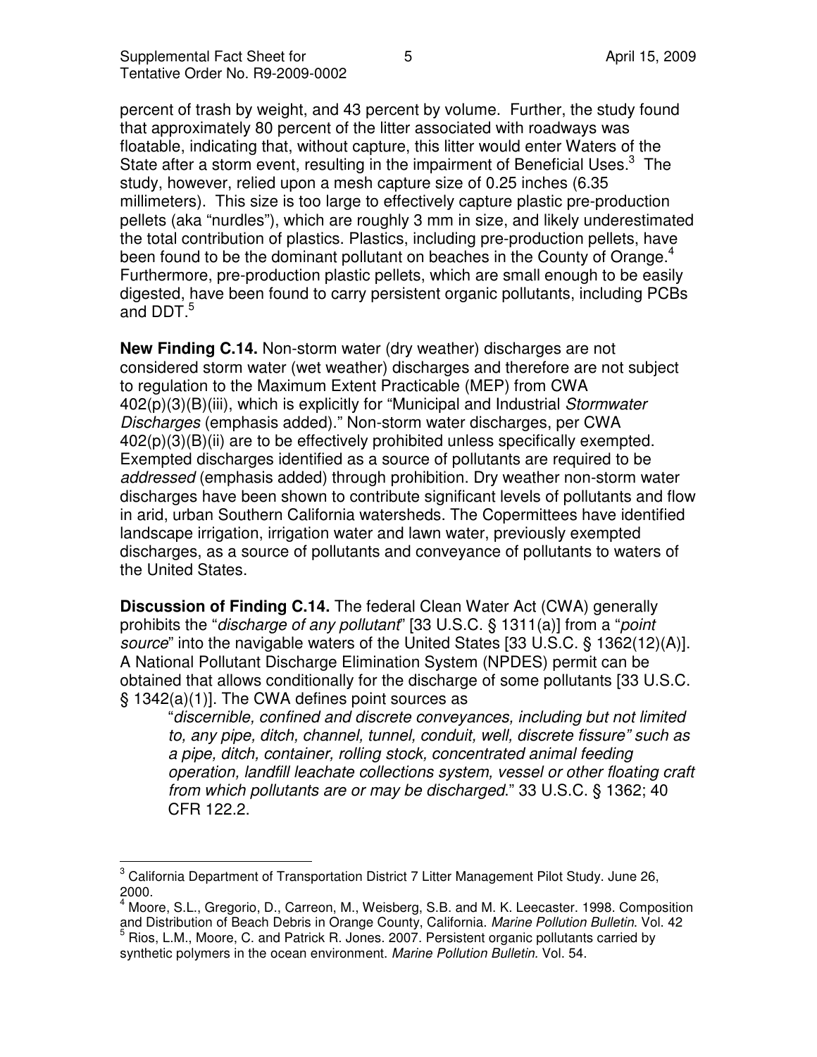percent of trash by weight, and 43 percent by volume. Further, the study found that approximately 80 percent of the litter associated with roadways was floatable, indicating that, without capture, this litter would enter Waters of the State after a storm event, resulting in the impairment of Beneficial Uses.[3] The study, however, relied upon a mesh capture size of 0.25 inches (6.35 millimeters). This size is too large to effectively capture plastic pre-production pellets (aka "nurdles"), which are roughly 3 mm in size, and likely underestimated the total contribution of plastics. Plastics, including pre-production pellets, have been found to be the dominant pollutant on beaches in the County of Orange.[4] Furthermore, pre-production plastic pellets, which are small enough to be easily digested, have been found to carry persistent organic pollutants, including PCBs and DDT.[5]

**New Finding C.14.** Non-storm water (dry weather) discharges are not considered storm water (wet weather) discharges and therefore are not subject to regulation to the Maximum Extent Practicable (MEP) from CWA 402(p)(3)(B)(iii), which is explicitly for "Municipal and Industrial *Stormwater Discharges* (emphasis added)." Non-storm water discharges, per CWA 402(p)(3)(B)(ii) are to be effectively prohibited unless specifically exempted. Exempted discharges identified as a source of pollutants are required to be *addressed* (emphasis added) through prohibition. Dry weather non-storm water discharges have been shown to contribute significant levels of pollutants and flow in arid, urban Southern California watersheds. The Copermittees have identified landscape irrigation, irrigation water and lawn water, previously exempted discharges, as a source of pollutants and conveyance of pollutants to waters of the United States.

**Discussion of Finding C.14.** The federal Clean Water Act (CWA) generally prohibits the "*discharge of any pollutant*" [33 U.S.C. § 1311(a)] from a "*point source*" into the navigable waters of the United States [33 U.S.C. § 1362(12)(A)]. A National Pollutant Discharge Elimination System (NPDES) permit can be obtained that allows conditionally for the discharge of some pollutants [33 U.S.C. § 1342(a)(1)]. The CWA defines point sources as

> "*discernible, confined and discrete conveyances, including but not limited to, any pipe, ditch, channel, tunnel, conduit, well, discrete fissure" such as a pipe, ditch, container, rolling stock, concentrated animal feeding operation, landfill leachate collections system, vessel or other floating craft from which pollutants are or may be discharged*." 33 U.S.C. § 1362; 40 CFR 122.2.

---

[3] California Department of Transportation District 7 Litter Management Pilot Study. June 26, 2000.

[4] Moore, S.L., Gregorio, D., Carreon, M., Weisberg, S.B. and M. K. Leecaster. 1998. Composition and Distribution of Beach Debris in Orange County, California. *Marine Pollution Bulletin.* Vol. 42

[5] Rios, L.M., Moore, C. and Patrick R. Jones. 2007. Persistent organic pollutants carried by synthetic polymers in the ocean environment. *Marine Pollution Bulletin.* Vol. 54.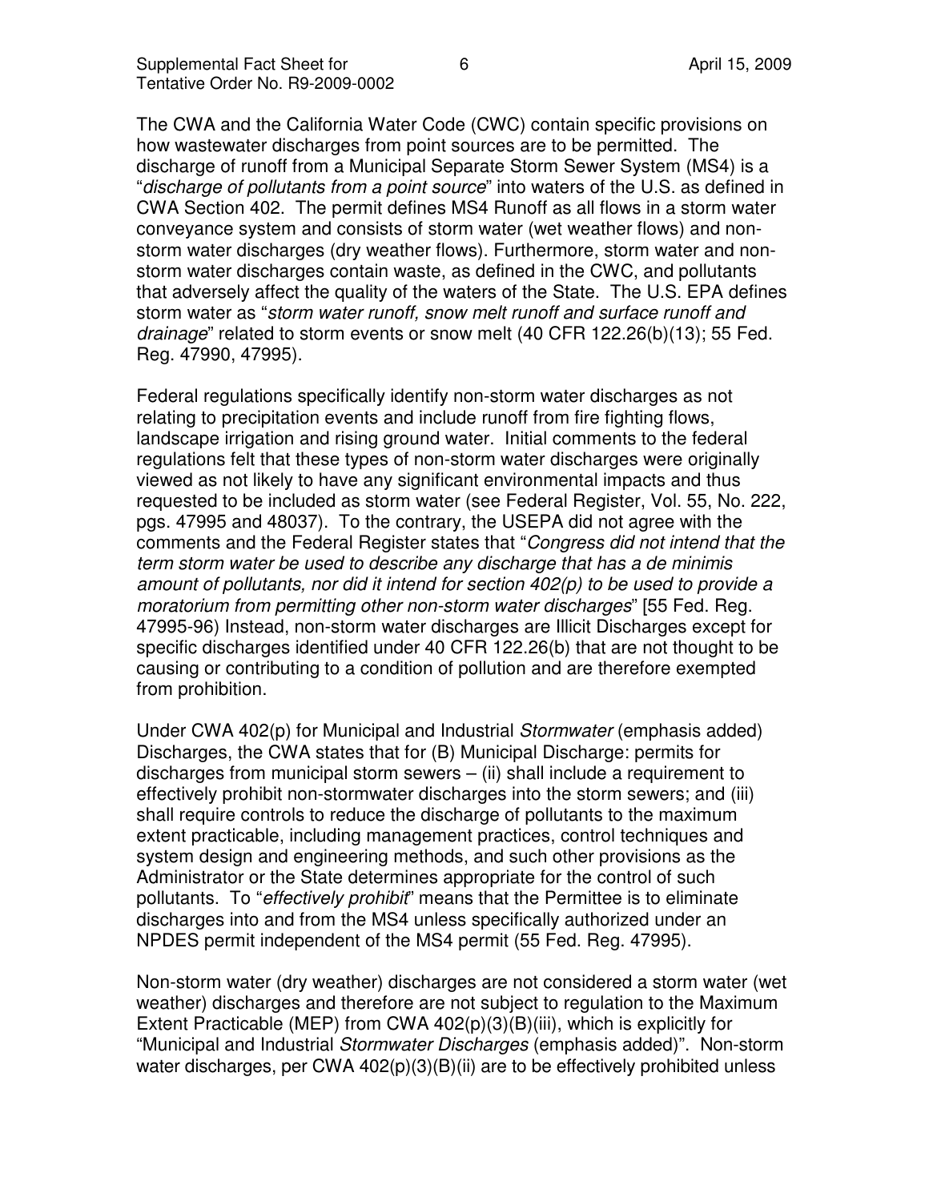The CWA and the California Water Code (CWC) contain specific provisions on how wastewater discharges from point sources are to be permitted. The discharge of runoff from a Municipal Separate Storm Sewer System (MS4) is a "*discharge of pollutants from a point source*" into waters of the U.S. as defined in CWA Section 402. The permit defines MS4 Runoff as all flows in a storm water conveyance system and consists of storm water (wet weather flows) and non-storm water discharges (dry weather flows). Furthermore, storm water and non-storm water discharges contain waste, as defined in the CWC, and pollutants that adversely affect the quality of the waters of the State. The U.S. EPA defines storm water as "*storm water runoff, snow melt runoff and surface runoff and drainage*" related to storm events or snow melt (40 CFR 122.26(b)(13); 55 Fed. Reg. 47990, 47995).

Federal regulations specifically identify non-storm water discharges as not relating to precipitation events and include runoff from fire fighting flows, landscape irrigation and rising ground water. Initial comments to the federal regulations felt that these types of non-storm water discharges were originally viewed as not likely to have any significant environmental impacts and thus requested to be included as storm water (see Federal Register, Vol. 55, No. 222, pgs. 47995 and 48037). To the contrary, the USEPA did not agree with the comments and the Federal Register states that "*Congress did not intend that the term storm water be used to describe any discharge that has a de minimis amount of pollutants, nor did it intend for section 402(p) to be used to provide a moratorium from permitting other non-storm water discharges*" [55 Fed. Reg. 47995-96) Instead, non-storm water discharges are Illicit Discharges except for specific discharges identified under 40 CFR 122.26(b) that are not thought to be causing or contributing to a condition of pollution and are therefore exempted from prohibition.

Under CWA 402(p) for Municipal and Industrial *Stormwater* (emphasis added) Discharges, the CWA states that for (B) Municipal Discharge: permits for discharges from municipal storm sewers – (ii) shall include a requirement to effectively prohibit non-stormwater discharges into the storm sewers; and (iii) shall require controls to reduce the discharge of pollutants to the maximum extent practicable, including management practices, control techniques and system design and engineering methods, and such other provisions as the Administrator or the State determines appropriate for the control of such pollutants. To "*effectively prohibit*" means that the Permittee is to eliminate discharges into and from the MS4 unless specifically authorized under an NPDES permit independent of the MS4 permit (55 Fed. Reg. 47995).

Non-storm water (dry weather) discharges are not considered a storm water (wet weather) discharges and therefore are not subject to regulation to the Maximum Extent Practicable (MEP) from CWA 402(p)(3)(B)(iii), which is explicitly for "Municipal and Industrial *Stormwater Discharges* (emphasis added)". Non-storm water discharges, per CWA 402(p)(3)(B)(ii) are to be effectively prohibited unless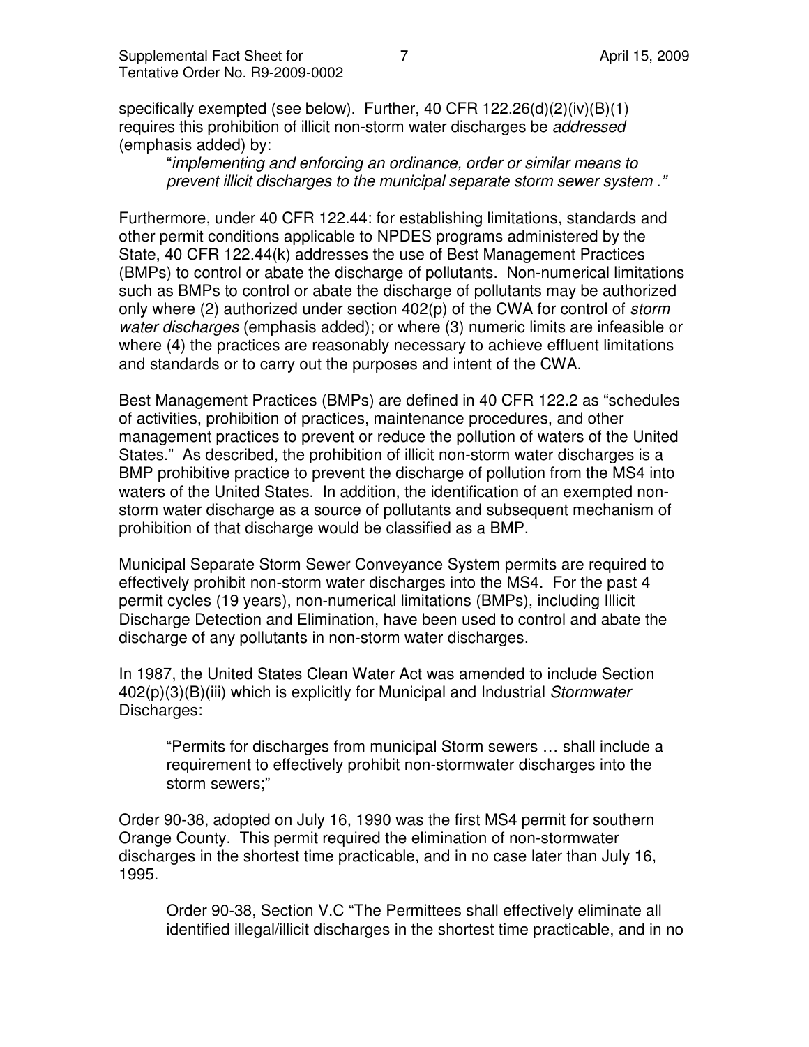specifically exempted (see below). Further, 40 CFR 122.26(d)(2)(iv)(B)(1) requires this prohibition of illicit non-storm water discharges be *addressed* (emphasis added) by:

> "*implementing and enforcing an ordinance, order or similar means to prevent illicit discharges to the municipal separate storm sewer system .*"

Furthermore, under 40 CFR 122.44: for establishing limitations, standards and other permit conditions applicable to NPDES programs administered by the State, 40 CFR 122.44(k) addresses the use of Best Management Practices (BMPs) to control or abate the discharge of pollutants. Non-numerical limitations such as BMPs to control or abate the discharge of pollutants may be authorized only where (2) authorized under section 402(p) of the CWA for control of *storm water discharges* (emphasis added); or where (3) numeric limits are infeasible or where (4) the practices are reasonably necessary to achieve effluent limitations and standards or to carry out the purposes and intent of the CWA.

Best Management Practices (BMPs) are defined in 40 CFR 122.2 as "schedules of activities, prohibition of practices, maintenance procedures, and other management practices to prevent or reduce the pollution of waters of the United States." As described, the prohibition of illicit non-storm water discharges is a BMP prohibitive practice to prevent the discharge of pollution from the MS4 into waters of the United States. In addition, the identification of an exempted non-storm water discharge as a source of pollutants and subsequent mechanism of prohibition of that discharge would be classified as a BMP.

Municipal Separate Storm Sewer Conveyance System permits are required to effectively prohibit non-storm water discharges into the MS4. For the past 4 permit cycles (19 years), non-numerical limitations (BMPs), including Illicit Discharge Detection and Elimination, have been used to control and abate the discharge of any pollutants in non-storm water discharges.

In 1987, the United States Clean Water Act was amended to include Section 402(p)(3)(B)(iii) which is explicitly for Municipal and Industrial *Stormwater* Discharges:

> "Permits for discharges from municipal Storm sewers … shall include a requirement to effectively prohibit non-stormwater discharges into the storm sewers;"

Order 90-38, adopted on July 16, 1990 was the first MS4 permit for southern Orange County. This permit required the elimination of non-stormwater discharges in the shortest time practicable, and in no case later than July 16, 1995.

> Order 90-38, Section V.C "The Permittees shall effectively eliminate all identified illegal/illicit discharges in the shortest time practicable, and in no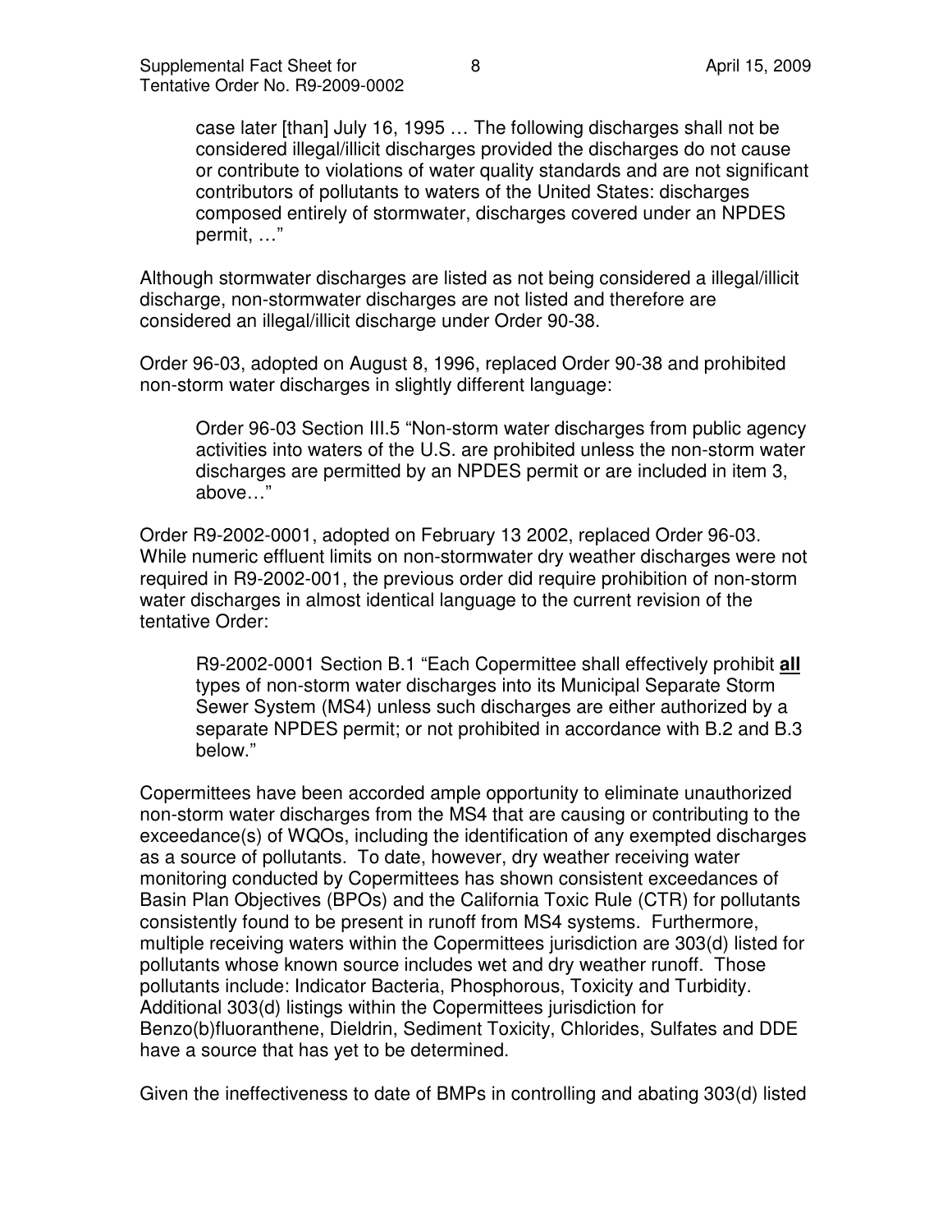> case later [than] July 16, 1995 … The following discharges shall not be considered illegal/illicit discharges provided the discharges do not cause or contribute to violations of water quality standards and are not significant contributors of pollutants to waters of the United States: discharges composed entirely of stormwater, discharges covered under an NPDES permit, …"

Although stormwater discharges are listed as not being considered a illegal/illicit discharge, non-stormwater discharges are not listed and therefore are considered an illegal/illicit discharge under Order 90-38.

Order 96-03, adopted on August 8, 1996, replaced Order 90-38 and prohibited non-storm water discharges in slightly different language:

> Order 96-03 Section III.5 "Non-storm water discharges from public agency activities into waters of the U.S. are prohibited unless the non-storm water discharges are permitted by an NPDES permit or are included in item 3, above…"

Order R9-2002-0001, adopted on February 13 2002, replaced Order 96-03. While numeric effluent limits on non-stormwater dry weather discharges were not required in R9-2002-001, the previous order did require prohibition of non-storm water discharges in almost identical language to the current revision of the tentative Order:

> R9-2002-0001 Section B.1 "Each Copermittee shall effectively prohibit **all** types of non-storm water discharges into its Municipal Separate Storm Sewer System (MS4) unless such discharges are either authorized by a separate NPDES permit; or not prohibited in accordance with B.2 and B.3 below."

Copermittees have been accorded ample opportunity to eliminate unauthorized non-storm water discharges from the MS4 that are causing or contributing to the exceedance(s) of WQOs, including the identification of any exempted discharges as a source of pollutants. To date, however, dry weather receiving water monitoring conducted by Copermittees has shown consistent exceedances of Basin Plan Objectives (BPOs) and the California Toxic Rule (CTR) for pollutants consistently found to be present in runoff from MS4 systems. Furthermore, multiple receiving waters within the Copermittees jurisdiction are 303(d) listed for pollutants whose known source includes wet and dry weather runoff. Those pollutants include: Indicator Bacteria, Phosphorous, Toxicity and Turbidity. Additional 303(d) listings within the Copermittees jurisdiction for Benzo(b)fluoranthene, Dieldrin, Sediment Toxicity, Chlorides, Sulfates and DDE have a source that has yet to be determined.

Given the ineffectiveness to date of BMPs in controlling and abating 303(d) listed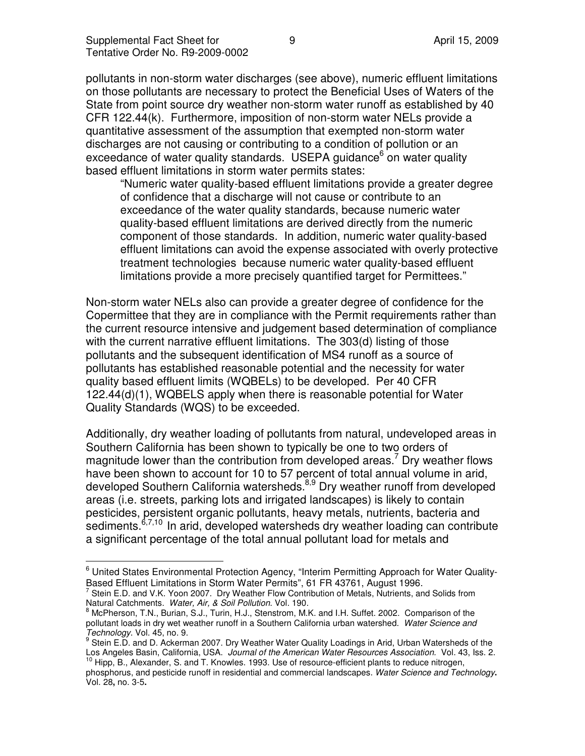pollutants in non-storm water discharges (see above), numeric effluent limitations on those pollutants are necessary to protect the Beneficial Uses of Waters of the State from point source dry weather non-storm water runoff as established by 40 CFR 122.44(k). Furthermore, imposition of non-storm water NELs provide a quantitative assessment of the assumption that exempted non-storm water discharges are not causing or contributing to a condition of pollution or an exceedance of water quality standards. USEPA guidance[6] on water quality based effluent limitations in storm water permits states:

> "Numeric water quality-based effluent limitations provide a greater degree of confidence that a discharge will not cause or contribute to an exceedance of the water quality standards, because numeric water quality-based effluent limitations are derived directly from the numeric component of those standards. In addition, numeric water quality-based effluent limitations can avoid the expense associated with overly protective treatment technologies because numeric water quality-based effluent limitations provide a more precisely quantified target for Permittees."

Non-storm water NELs also can provide a greater degree of confidence for the Copermittee that they are in compliance with the Permit requirements rather than the current resource intensive and judgement based determination of compliance with the current narrative effluent limitations. The 303(d) listing of those pollutants and the subsequent identification of MS4 runoff as a source of pollutants has established reasonable potential and the necessity for water quality based effluent limits (WQBELs) to be developed. Per 40 CFR 122.44(d)(1), WQBELS apply when there is reasonable potential for Water Quality Standards (WQS) to be exceeded.

Additionally, dry weather loading of pollutants from natural, undeveloped areas in Southern California has been shown to typically be one to two orders of magnitude lower than the contribution from developed areas.[7] Dry weather flows have been shown to account for 10 to 57 percent of total annual volume in arid, developed Southern California watersheds.[8,9] Dry weather runoff from developed areas (i.e. streets, parking lots and irrigated landscapes) is likely to contain pesticides, persistent organic pollutants, heavy metals, nutrients, bacteria and sediments.[6,7,10] In arid, developed watersheds dry weather loading can contribute a significant percentage of the total annual pollutant load for metals and

---

[6] United States Environmental Protection Agency, "Interim Permitting Approach for Water Quality-Based Effluent Limitations in Storm Water Permits", 61 FR 43761, August 1996.

[7] Stein E.D. and V.K. Yoon 2007. Dry Weather Flow Contribution of Metals, Nutrients, and Solids from Natural Catchments. *Water, Air, & Soil Pollution*. Vol. 190.

[8] McPherson, T.N., Burian, S.J., Turin, H.J., Stenstrom, M.K. and I.H. Suffet. 2002. Comparison of the pollutant loads in dry wet weather runoff in a Southern California urban watershed. *Water Science and Technology*. Vol. 45, no. 9.

[9] Stein E.D. and D. Ackerman 2007. Dry Weather Water Quality Loadings in Arid, Urban Watersheds of the Los Angeles Basin, California, USA. *Journal of the American Water Resources Association.* Vol. 43, Iss. 2.

[10] Hipp, B., Alexander, S. and T. Knowles. 1993. Use of resource-efficient plants to reduce nitrogen, phosphorus, and pesticide runoff in residential and commercial landscapes. *Water Science and Technology***.** Vol. 28**,** no. 3-5**.**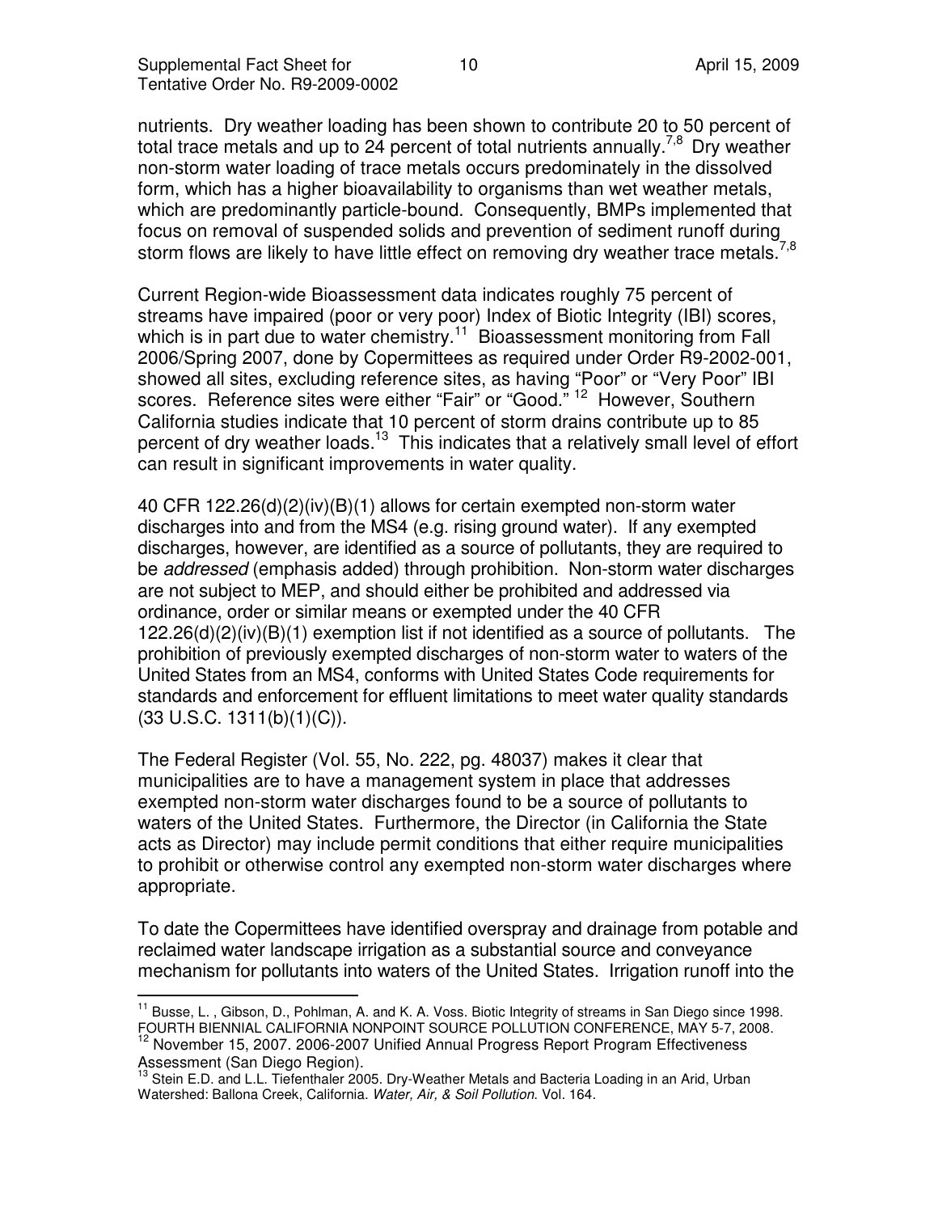nutrients. Dry weather loading has been shown to contribute 20 to 50 percent of total trace metals and up to 24 percent of total nutrients annually.[7,8] Dry weather non-storm water loading of trace metals occurs predominately in the dissolved form, which has a higher bioavailability to organisms than wet weather metals, which are predominantly particle-bound. Consequently, BMPs implemented that focus on removal of suspended solids and prevention of sediment runoff during storm flows are likely to have little effect on removing dry weather trace metals.[7,8]

Current Region-wide Bioassessment data indicates roughly 75 percent of streams have impaired (poor or very poor) Index of Biotic Integrity (IBI) scores, which is in part due to water chemistry.[11] Bioassessment monitoring from Fall 2006/Spring 2007, done by Copermittees as required under Order R9-2002-001, showed all sites, excluding reference sites, as having "Poor" or "Very Poor" IBI scores. Reference sites were either "Fair" or "Good."[12] However, Southern California studies indicate that 10 percent of storm drains contribute up to 85 percent of dry weather loads.[13] This indicates that a relatively small level of effort can result in significant improvements in water quality.

40 CFR 122.26(d)(2)(iv)(B)(1) allows for certain exempted non-storm water discharges into and from the MS4 (e.g. rising ground water). If any exempted discharges, however, are identified as a source of pollutants, they are required to be *addressed* (emphasis added) through prohibition. Non-storm water discharges are not subject to MEP, and should either be prohibited and addressed via ordinance, order or similar means or exempted under the 40 CFR 122.26(d)(2)(iv)(B)(1) exemption list if not identified as a source of pollutants. The prohibition of previously exempted discharges of non-storm water to waters of the United States from an MS4, conforms with United States Code requirements for standards and enforcement for effluent limitations to meet water quality standards (33 U.S.C. 1311(b)(1)(C)).

The Federal Register (Vol. 55, No. 222, pg. 48037) makes it clear that municipalities are to have a management system in place that addresses exempted non-storm water discharges found to be a source of pollutants to waters of the United States. Furthermore, the Director (in California the State acts as Director) may include permit conditions that either require municipalities to prohibit or otherwise control any exempted non-storm water discharges where appropriate.

To date the Copermittees have identified overspray and drainage from potable and reclaimed water landscape irrigation as a substantial source and conveyance mechanism for pollutants into waters of the United States. Irrigation runoff into the

---

[11] Busse, L. , Gibson, D., Pohlman, A. and K. A. Voss. Biotic Integrity of streams in San Diego since 1998. FOURTH BIENNIAL CALIFORNIA NONPOINT SOURCE POLLUTION CONFERENCE, MAY 5-7, 2008.

[12] November 15, 2007. 2006-2007 Unified Annual Progress Report Program Effectiveness Assessment (San Diego Region).

[13] Stein E.D. and L.L. Tiefenthaler 2005. Dry-Weather Metals and Bacteria Loading in an Arid, Urban Watershed: Ballona Creek, California. *Water, Air, & Soil Pollution*. Vol. 164.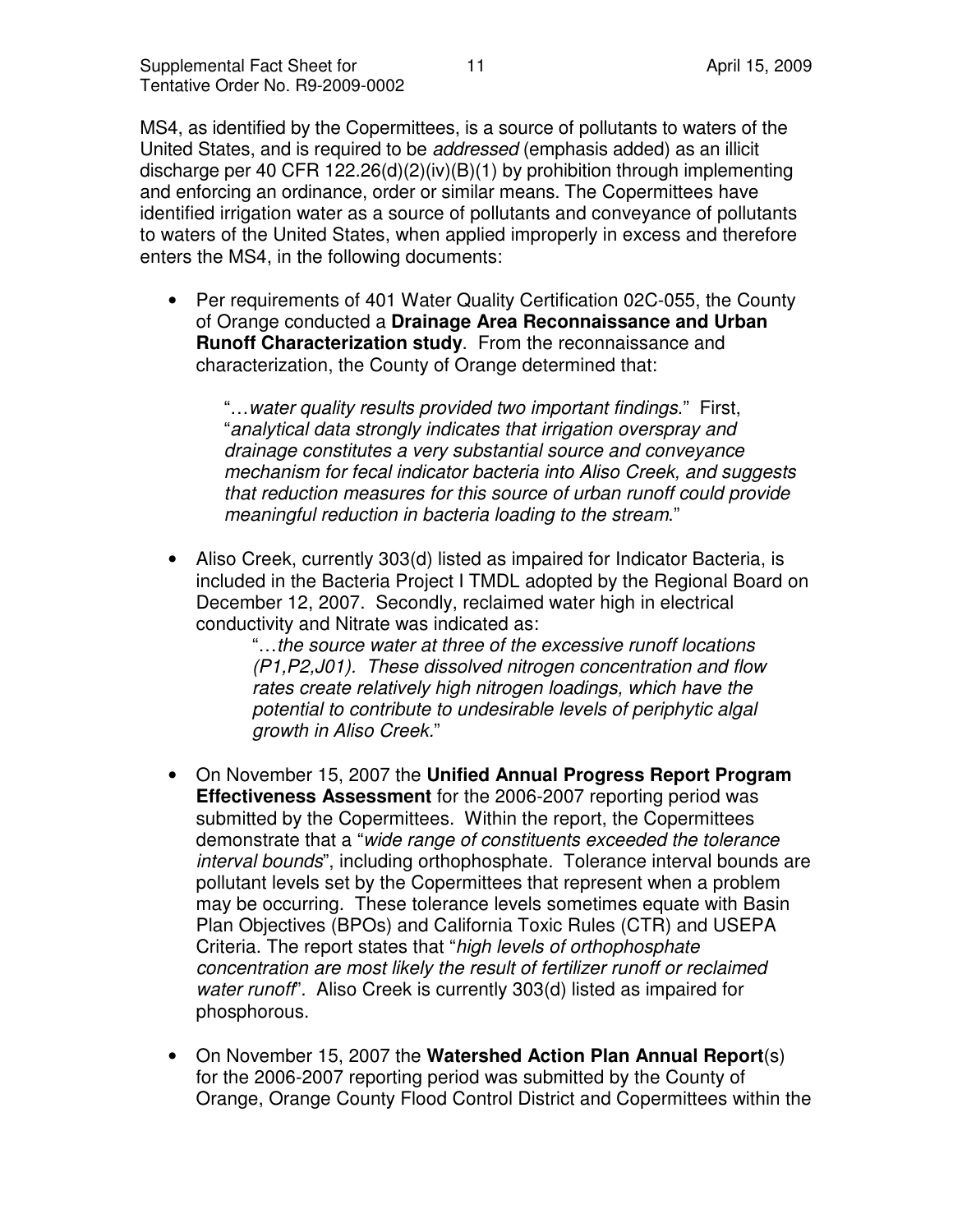MS4, as identified by the Copermittees, is a source of pollutants to waters of the United States, and is required to be *addressed* (emphasis added) as an illicit discharge per 40 CFR 122.26(d)(2)(iv)(B)(1) by prohibition through implementing and enforcing an ordinance, order or similar means. The Copermittees have identified irrigation water as a source of pollutants and conveyance of pollutants to waters of the United States, when applied improperly in excess and therefore enters the MS4, in the following documents:

- Per requirements of 401 Water Quality Certification 02C-055, the County of Orange conducted a **Drainage Area Reconnaissance and Urban Runoff Characterization study**. From the reconnaissance and characterization, the County of Orange determined that:

  "…*water quality results provided two important findings.*" First, "*analytical data strongly indicates that irrigation overspray and drainage constitutes a very substantial source and conveyance mechanism for fecal indicator bacteria into Aliso Creek, and suggests that reduction measures for this source of urban runoff could provide meaningful reduction in bacteria loading to the stream.*"

- Aliso Creek, currently 303(d) listed as impaired for Indicator Bacteria, is included in the Bacteria Project I TMDL adopted by the Regional Board on December 12, 2007. Secondly, reclaimed water high in electrical conductivity and Nitrate was indicated as:

  "…*the source water at three of the excessive runoff locations (P1,P2,J01). These dissolved nitrogen concentration and flow rates create relatively high nitrogen loadings, which have the potential to contribute to undesirable levels of periphytic algal growth in Aliso Creek.*"

- On November 15, 2007 the **Unified Annual Progress Report Program Effectiveness Assessment** for the 2006-2007 reporting period was submitted by the Copermittees. Within the report, the Copermittees demonstrate that a "*wide range of constituents exceeded the tolerance interval bounds*", including orthophosphate. Tolerance interval bounds are pollutant levels set by the Copermittees that represent when a problem may be occurring. These tolerance levels sometimes equate with Basin Plan Objectives (BPOs) and California Toxic Rules (CTR) and USEPA Criteria. The report states that "*high levels of orthophosphate concentration are most likely the result of fertilizer runoff or reclaimed water runoff*". Aliso Creek is currently 303(d) listed as impaired for phosphorous.

- On November 15, 2007 the **Watershed Action Plan Annual Report**(s) for the 2006-2007 reporting period was submitted by the County of Orange, Orange County Flood Control District and Copermittees within the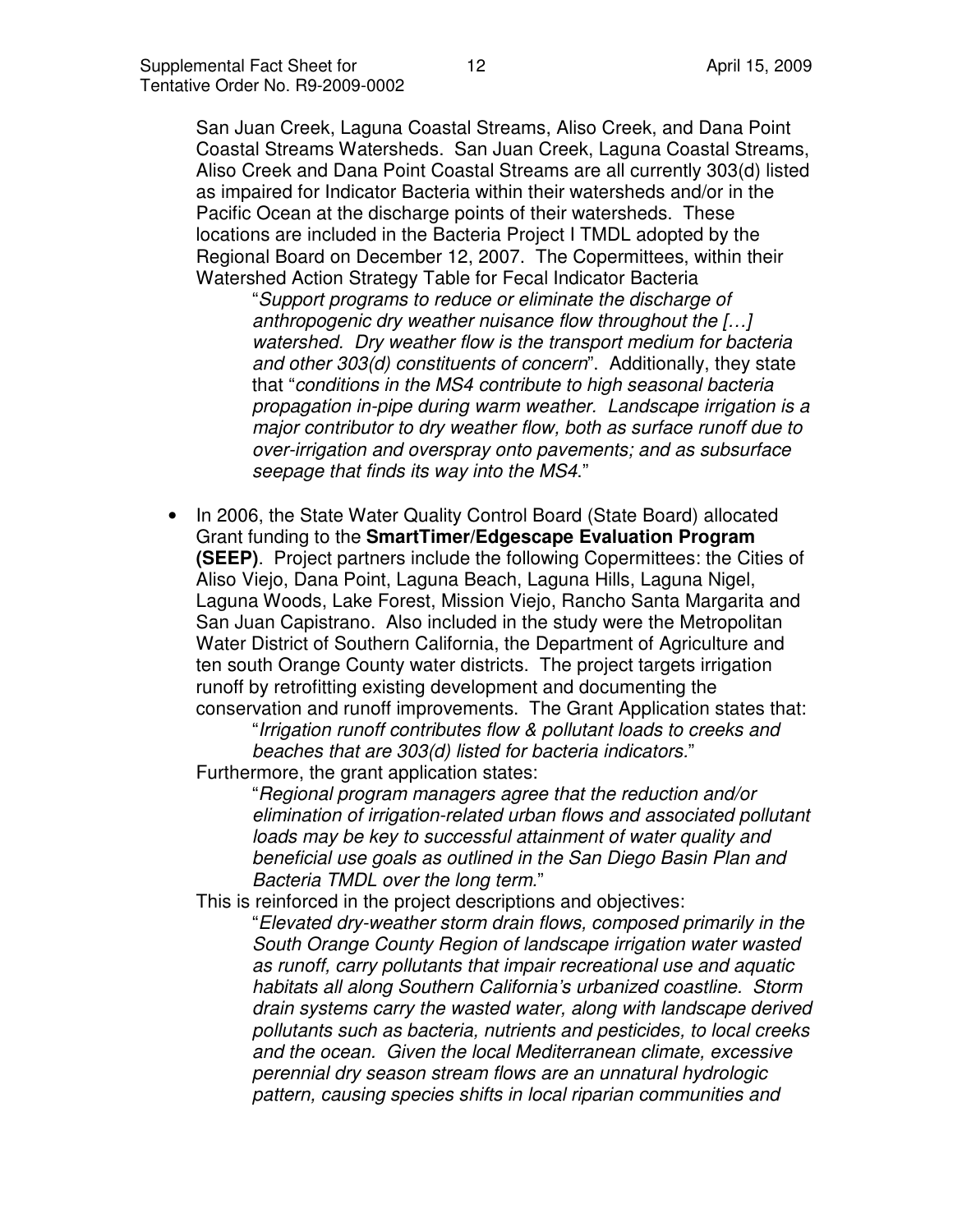San Juan Creek, Laguna Coastal Streams, Aliso Creek, and Dana Point Coastal Streams Watersheds. San Juan Creek, Laguna Coastal Streams, Aliso Creek and Dana Point Coastal Streams are all currently 303(d) listed as impaired for Indicator Bacteria within their watersheds and/or in the Pacific Ocean at the discharge points of their watersheds. These locations are included in the Bacteria Project I TMDL adopted by the Regional Board on December 12, 2007. The Copermittees, within their Watershed Action Strategy Table for Fecal Indicator Bacteria

> "*Support programs to reduce or eliminate the discharge of anthropogenic dry weather nuisance flow throughout the […] watershed. Dry weather flow is the transport medium for bacteria and other 303(d) constituents of concern*". Additionally, they state that "*conditions in the MS4 contribute to high seasonal bacteria propagation in-pipe during warm weather. Landscape irrigation is a major contributor to dry weather flow, both as surface runoff due to over-irrigation and overspray onto pavements; and as subsurface seepage that finds its way into the MS4*."

- In 2006, the State Water Quality Control Board (State Board) allocated Grant funding to the **SmartTimer/Edgescape Evaluation Program (SEEP)**. Project partners include the following Copermittees: the Cities of Aliso Viejo, Dana Point, Laguna Beach, Laguna Hills, Laguna Nigel, Laguna Woods, Lake Forest, Mission Viejo, Rancho Santa Margarita and San Juan Capistrano. Also included in the study were the Metropolitan Water District of Southern California, the Department of Agriculture and ten south Orange County water districts. The project targets irrigation runoff by retrofitting existing development and documenting the conservation and runoff improvements. The Grant Application states that:

  > "*Irrigation runoff contributes flow & pollutant loads to creeks and beaches that are 303(d) listed for bacteria indicators.*"

  Furthermore, the grant application states:

  > "*Regional program managers agree that the reduction and/or elimination of irrigation-related urban flows and associated pollutant loads may be key to successful attainment of water quality and beneficial use goals as outlined in the San Diego Basin Plan and Bacteria TMDL over the long term.*"

  This is reinforced in the project descriptions and objectives:

  > "*Elevated dry-weather storm drain flows, composed primarily in the South Orange County Region of landscape irrigation water wasted as runoff, carry pollutants that impair recreational use and aquatic habitats all along Southern California's urbanized coastline. Storm drain systems carry the wasted water, along with landscape derived pollutants such as bacteria, nutrients and pesticides, to local creeks and the ocean. Given the local Mediterranean climate, excessive perennial dry season stream flows are an unnatural hydrologic pattern, causing species shifts in local riparian communities and*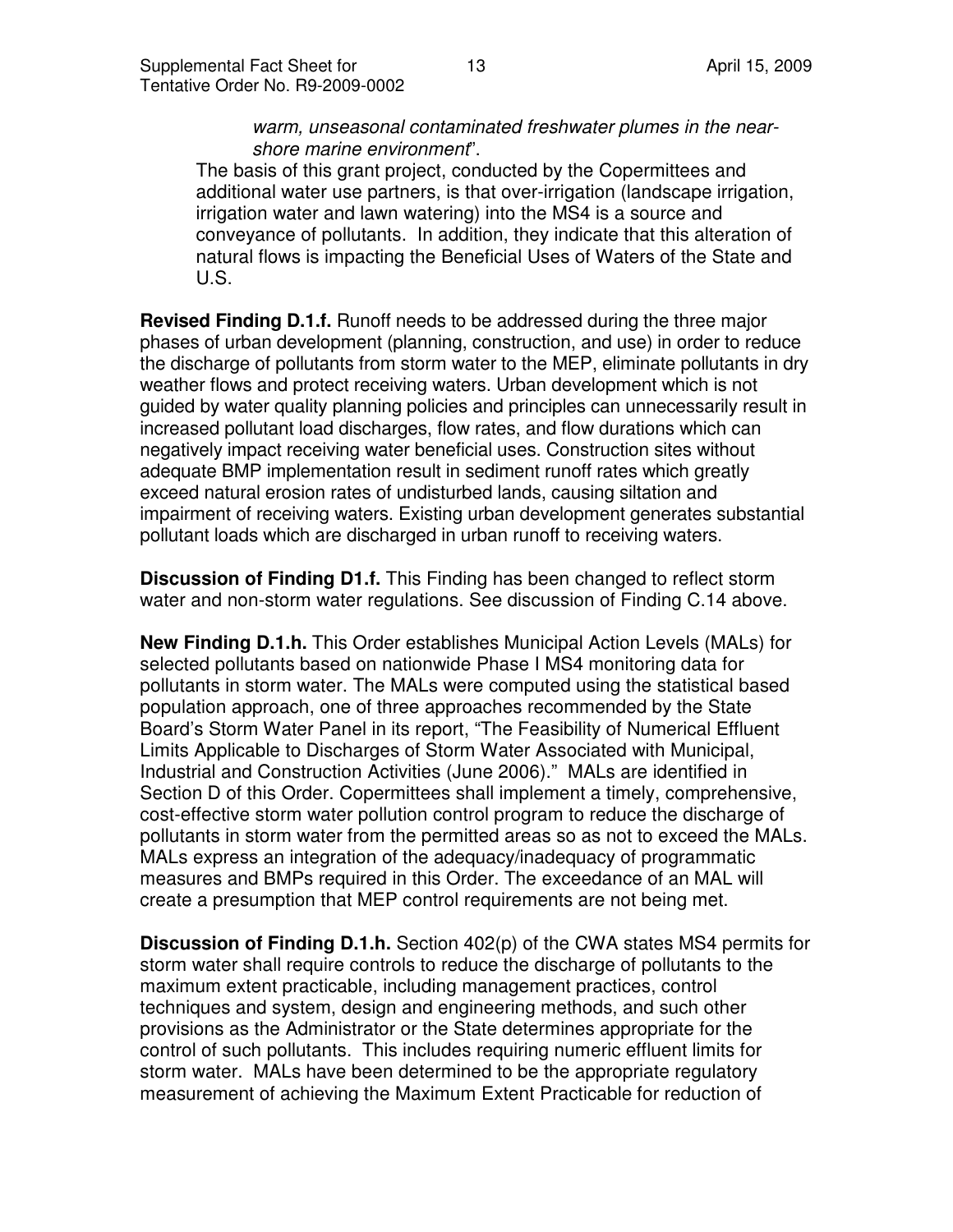*warm, unseasonal contaminated freshwater plumes in the near-shore marine environment*".

The basis of this grant project, conducted by the Copermittees and additional water use partners, is that over-irrigation (landscape irrigation, irrigation water and lawn watering) into the MS4 is a source and conveyance of pollutants. In addition, they indicate that this alteration of natural flows is impacting the Beneficial Uses of Waters of the State and U.S.

**Revised Finding D.1.f.** Runoff needs to be addressed during the three major phases of urban development (planning, construction, and use) in order to reduce the discharge of pollutants from storm water to the MEP, eliminate pollutants in dry weather flows and protect receiving waters. Urban development which is not guided by water quality planning policies and principles can unnecessarily result in increased pollutant load discharges, flow rates, and flow durations which can negatively impact receiving water beneficial uses. Construction sites without adequate BMP implementation result in sediment runoff rates which greatly exceed natural erosion rates of undisturbed lands, causing siltation and impairment of receiving waters. Existing urban development generates substantial pollutant loads which are discharged in urban runoff to receiving waters.

**Discussion of Finding D1.f.** This Finding has been changed to reflect storm water and non-storm water regulations. See discussion of Finding C.14 above.

**New Finding D.1.h.** This Order establishes Municipal Action Levels (MALs) for selected pollutants based on nationwide Phase I MS4 monitoring data for pollutants in storm water. The MALs were computed using the statistical based population approach, one of three approaches recommended by the State Board's Storm Water Panel in its report, "The Feasibility of Numerical Effluent Limits Applicable to Discharges of Storm Water Associated with Municipal, Industrial and Construction Activities (June 2006)." MALs are identified in Section D of this Order. Copermittees shall implement a timely, comprehensive, cost-effective storm water pollution control program to reduce the discharge of pollutants in storm water from the permitted areas so as not to exceed the MALs. MALs express an integration of the adequacy/inadequacy of programmatic measures and BMPs required in this Order. The exceedance of an MAL will create a presumption that MEP control requirements are not being met.

**Discussion of Finding D.1.h.** Section 402(p) of the CWA states MS4 permits for storm water shall require controls to reduce the discharge of pollutants to the maximum extent practicable, including management practices, control techniques and system, design and engineering methods, and such other provisions as the Administrator or the State determines appropriate for the control of such pollutants. This includes requiring numeric effluent limits for storm water. MALs have been determined to be the appropriate regulatory measurement of achieving the Maximum Extent Practicable for reduction of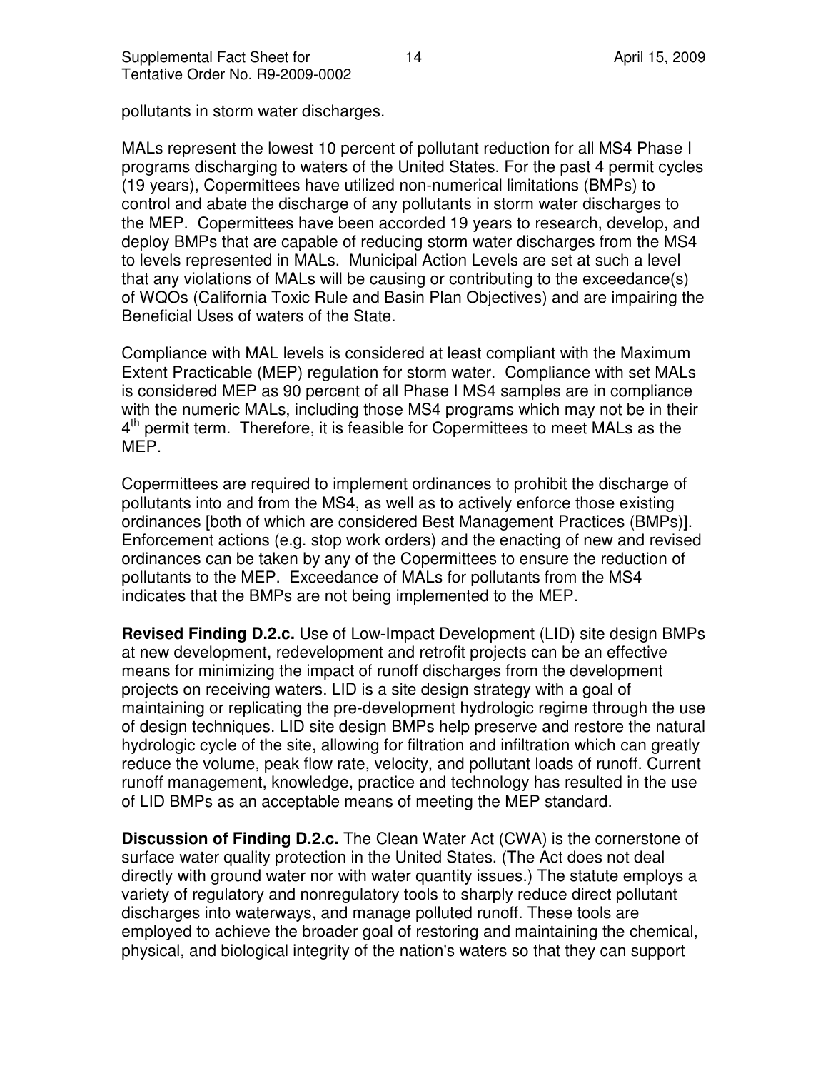pollutants in storm water discharges.

MALs represent the lowest 10 percent of pollutant reduction for all MS4 Phase I programs discharging to waters of the United States. For the past 4 permit cycles (19 years), Copermittees have utilized non-numerical limitations (BMPs) to control and abate the discharge of any pollutants in storm water discharges to the MEP. Copermittees have been accorded 19 years to research, develop, and deploy BMPs that are capable of reducing storm water discharges from the MS4 to levels represented in MALs. Municipal Action Levels are set at such a level that any violations of MALs will be causing or contributing to the exceedance(s) of WQOs (California Toxic Rule and Basin Plan Objectives) and are impairing the Beneficial Uses of waters of the State.

Compliance with MAL levels is considered at least compliant with the Maximum Extent Practicable (MEP) regulation for storm water. Compliance with set MALs is considered MEP as 90 percent of all Phase I MS4 samples are in compliance with the numeric MALs, including those MS4 programs which may not be in their 4th permit term. Therefore, it is feasible for Copermittees to meet MALs as the MEP.

Copermittees are required to implement ordinances to prohibit the discharge of pollutants into and from the MS4, as well as to actively enforce those existing ordinances [both of which are considered Best Management Practices (BMPs)]. Enforcement actions (e.g. stop work orders) and the enacting of new and revised ordinances can be taken by any of the Copermittees to ensure the reduction of pollutants to the MEP. Exceedance of MALs for pollutants from the MS4 indicates that the BMPs are not being implemented to the MEP.

**Revised Finding D.2.c.** Use of Low-Impact Development (LID) site design BMPs at new development, redevelopment and retrofit projects can be an effective means for minimizing the impact of runoff discharges from the development projects on receiving waters. LID is a site design strategy with a goal of maintaining or replicating the pre-development hydrologic regime through the use of design techniques. LID site design BMPs help preserve and restore the natural hydrologic cycle of the site, allowing for filtration and infiltration which can greatly reduce the volume, peak flow rate, velocity, and pollutant loads of runoff. Current runoff management, knowledge, practice and technology has resulted in the use of LID BMPs as an acceptable means of meeting the MEP standard.

**Discussion of Finding D.2.c.** The Clean Water Act (CWA) is the cornerstone of surface water quality protection in the United States. (The Act does not deal directly with ground water nor with water quantity issues.) The statute employs a variety of regulatory and nonregulatory tools to sharply reduce direct pollutant discharges into waterways, and manage polluted runoff. These tools are employed to achieve the broader goal of restoring and maintaining the chemical, physical, and biological integrity of the nation's waters so that they can support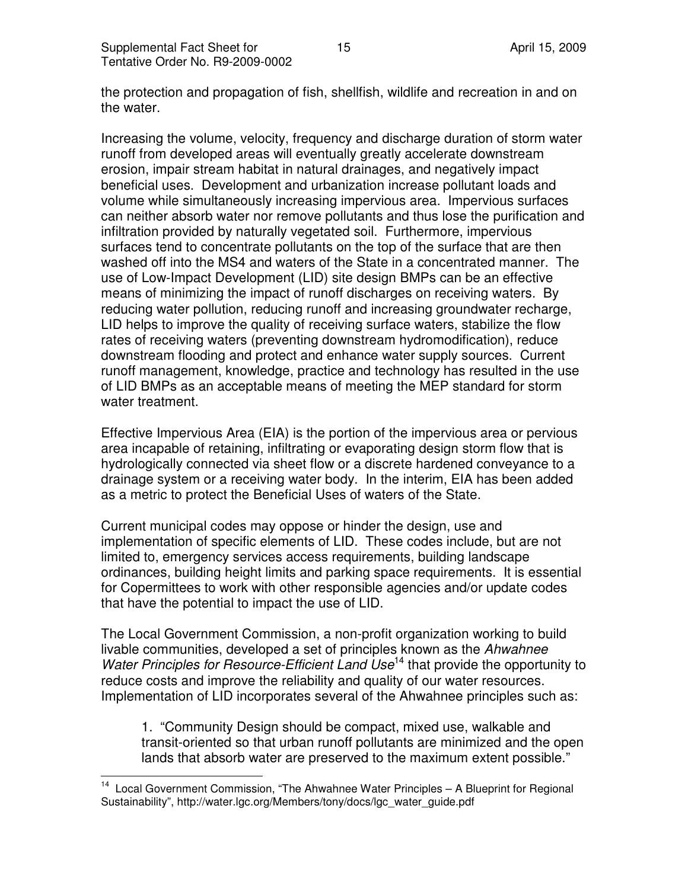the protection and propagation of fish, shellfish, wildlife and recreation in and on the water.

Increasing the volume, velocity, frequency and discharge duration of storm water runoff from developed areas will eventually greatly accelerate downstream erosion, impair stream habitat in natural drainages, and negatively impact beneficial uses. Development and urbanization increase pollutant loads and volume while simultaneously increasing impervious area. Impervious surfaces can neither absorb water nor remove pollutants and thus lose the purification and infiltration provided by naturally vegetated soil. Furthermore, impervious surfaces tend to concentrate pollutants on the top of the surface that are then washed off into the MS4 and waters of the State in a concentrated manner. The use of Low-Impact Development (LID) site design BMPs can be an effective means of minimizing the impact of runoff discharges on receiving waters. By reducing water pollution, reducing runoff and increasing groundwater recharge, LID helps to improve the quality of receiving surface waters, stabilize the flow rates of receiving waters (preventing downstream hydromodification), reduce downstream flooding and protect and enhance water supply sources. Current runoff management, knowledge, practice and technology has resulted in the use of LID BMPs as an acceptable means of meeting the MEP standard for storm water treatment.

Effective Impervious Area (EIA) is the portion of the impervious area or pervious area incapable of retaining, infiltrating or evaporating design storm flow that is hydrologically connected via sheet flow or a discrete hardened conveyance to a drainage system or a receiving water body. In the interim, EIA has been added as a metric to protect the Beneficial Uses of waters of the State.

Current municipal codes may oppose or hinder the design, use and implementation of specific elements of LID. These codes include, but are not limited to, emergency services access requirements, building landscape ordinances, building height limits and parking space requirements. It is essential for Copermittees to work with other responsible agencies and/or update codes that have the potential to impact the use of LID.

The Local Government Commission, a non-profit organization working to build livable communities, developed a set of principles known as the *Ahwahnee Water Principles for Resource-Efficient Land Use*[14] that provide the opportunity to reduce costs and improve the reliability and quality of our water resources. Implementation of LID incorporates several of the Ahwahnee principles such as:

> 1. "Community Design should be compact, mixed use, walkable and transit-oriented so that urban runoff pollutants are minimized and the open lands that absorb water are preserved to the maximum extent possible."

---

[14] Local Government Commission, "The Ahwahnee Water Principles – A Blueprint for Regional Sustainability", http://water.lgc.org/Members/tony/docs/lgc_water_guide.pdf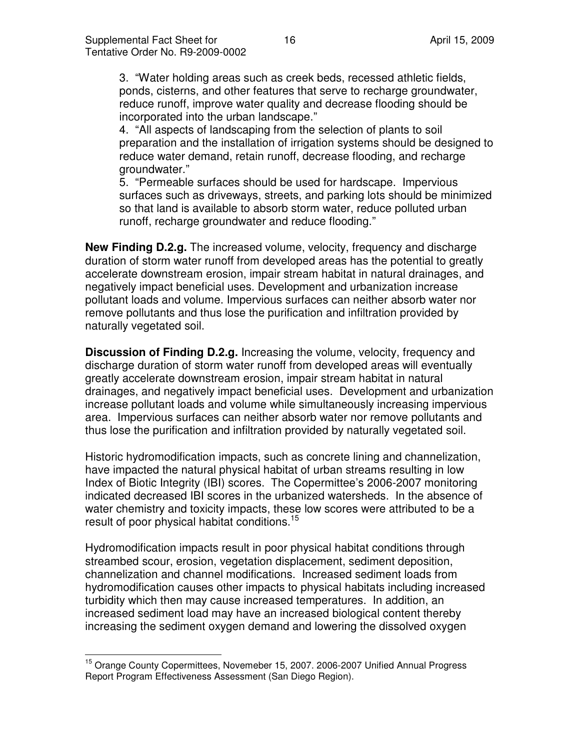3. "Water holding areas such as creek beds, recessed athletic fields, ponds, cisterns, and other features that serve to recharge groundwater, reduce runoff, improve water quality and decrease flooding should be incorporated into the urban landscape."

4. "All aspects of landscaping from the selection of plants to soil preparation and the installation of irrigation systems should be designed to reduce water demand, retain runoff, decrease flooding, and recharge groundwater."

5. "Permeable surfaces should be used for hardscape. Impervious surfaces such as driveways, streets, and parking lots should be minimized so that land is available to absorb storm water, reduce polluted urban runoff, recharge groundwater and reduce flooding."

**New Finding D.2.g.** The increased volume, velocity, frequency and discharge duration of storm water runoff from developed areas has the potential to greatly accelerate downstream erosion, impair stream habitat in natural drainages, and negatively impact beneficial uses. Development and urbanization increase pollutant loads and volume. Impervious surfaces can neither absorb water nor remove pollutants and thus lose the purification and infiltration provided by naturally vegetated soil.

**Discussion of Finding D.2.g.** Increasing the volume, velocity, frequency and discharge duration of storm water runoff from developed areas will eventually greatly accelerate downstream erosion, impair stream habitat in natural drainages, and negatively impact beneficial uses. Development and urbanization increase pollutant loads and volume while simultaneously increasing impervious area. Impervious surfaces can neither absorb water nor remove pollutants and thus lose the purification and infiltration provided by naturally vegetated soil.

Historic hydromodification impacts, such as concrete lining and channelization, have impacted the natural physical habitat of urban streams resulting in low Index of Biotic Integrity (IBI) scores. The Copermittee's 2006-2007 monitoring indicated decreased IBI scores in the urbanized watersheds. In the absence of water chemistry and toxicity impacts, these low scores were attributed to be a result of poor physical habitat conditions.[15]

Hydromodification impacts result in poor physical habitat conditions through streambed scour, erosion, vegetation displacement, sediment deposition, channelization and channel modifications. Increased sediment loads from hydromodification causes other impacts to physical habitats including increased turbidity which then may cause increased temperatures. In addition, an increased sediment load may have an increased biological content thereby increasing the sediment oxygen demand and lowering the dissolved oxygen

---

[15] Orange County Copermittees, Novemeber 15, 2007. 2006-2007 Unified Annual Progress Report Program Effectiveness Assessment (San Diego Region).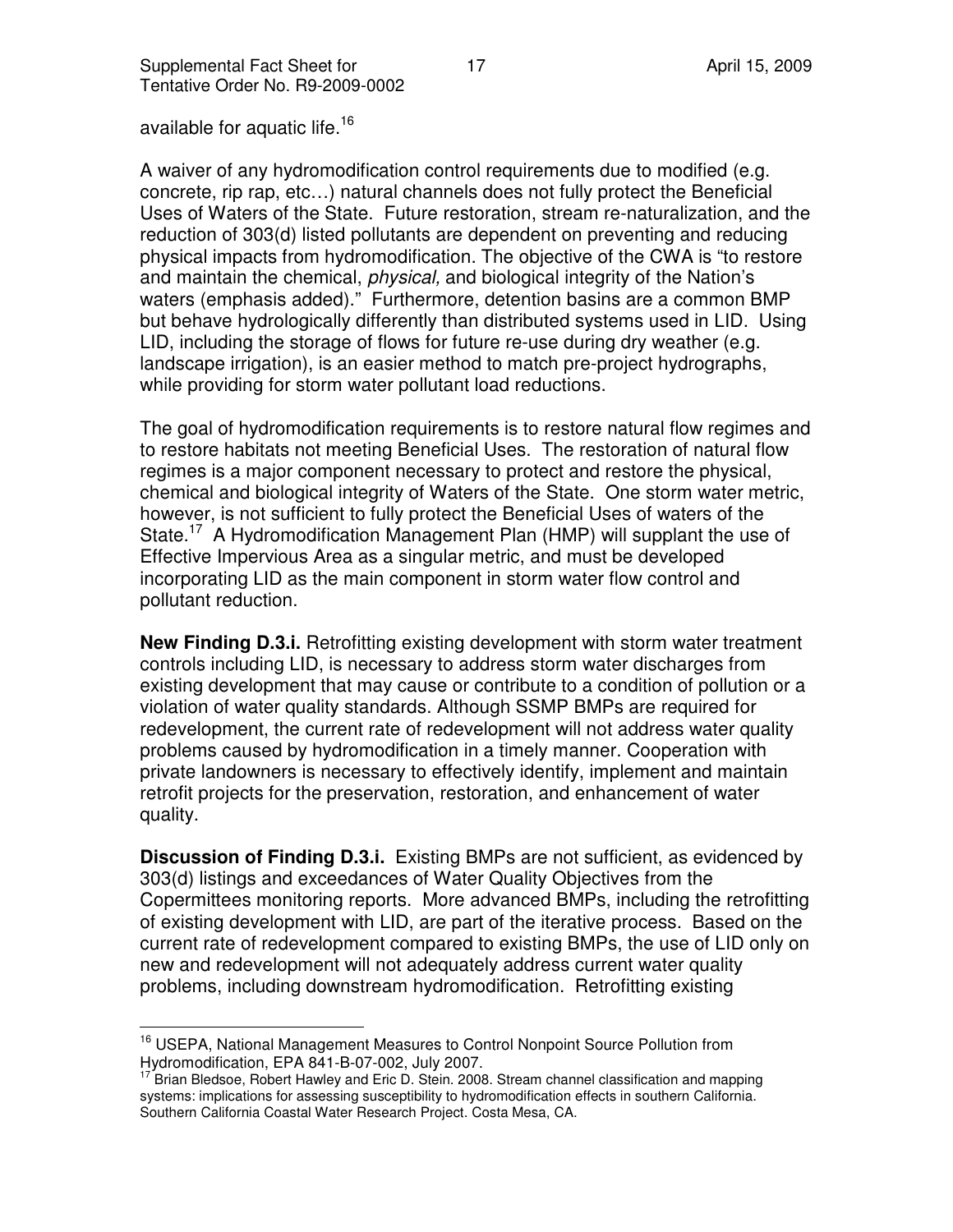available for aquatic life.[16]

A waiver of any hydromodification control requirements due to modified (e.g. concrete, rip rap, etc…) natural channels does not fully protect the Beneficial Uses of Waters of the State. Future restoration, stream re-naturalization, and the reduction of 303(d) listed pollutants are dependent on preventing and reducing physical impacts from hydromodification. The objective of the CWA is "to restore and maintain the chemical, *physical,* and biological integrity of the Nation's waters (emphasis added)." Furthermore, detention basins are a common BMP but behave hydrologically differently than distributed systems used in LID. Using LID, including the storage of flows for future re-use during dry weather (e.g. landscape irrigation), is an easier method to match pre-project hydrographs, while providing for storm water pollutant load reductions.

The goal of hydromodification requirements is to restore natural flow regimes and to restore habitats not meeting Beneficial Uses. The restoration of natural flow regimes is a major component necessary to protect and restore the physical, chemical and biological integrity of Waters of the State. One storm water metric, however, is not sufficient to fully protect the Beneficial Uses of waters of the State.[17] A Hydromodification Management Plan (HMP) will supplant the use of Effective Impervious Area as a singular metric, and must be developed incorporating LID as the main component in storm water flow control and pollutant reduction.

**New Finding D.3.i.** Retrofitting existing development with storm water treatment controls including LID, is necessary to address storm water discharges from existing development that may cause or contribute to a condition of pollution or a violation of water quality standards. Although SSMP BMPs are required for redevelopment, the current rate of redevelopment will not address water quality problems caused by hydromodification in a timely manner. Cooperation with private landowners is necessary to effectively identify, implement and maintain retrofit projects for the preservation, restoration, and enhancement of water quality.

**Discussion of Finding D.3.i.** Existing BMPs are not sufficient, as evidenced by 303(d) listings and exceedances of Water Quality Objectives from the Copermittees monitoring reports. More advanced BMPs, including the retrofitting of existing development with LID, are part of the iterative process. Based on the current rate of redevelopment compared to existing BMPs, the use of LID only on new and redevelopment will not adequately address current water quality problems, including downstream hydromodification. Retrofitting existing

[16] USEPA, National Management Measures to Control Nonpoint Source Pollution from Hydromodification, EPA 841-B-07-002, July 2007.

[17] Brian Bledsoe, Robert Hawley and Eric D. Stein. 2008. Stream channel classification and mapping systems: implications for assessing susceptibility to hydromodification effects in southern California. Southern California Coastal Water Research Project. Costa Mesa, CA.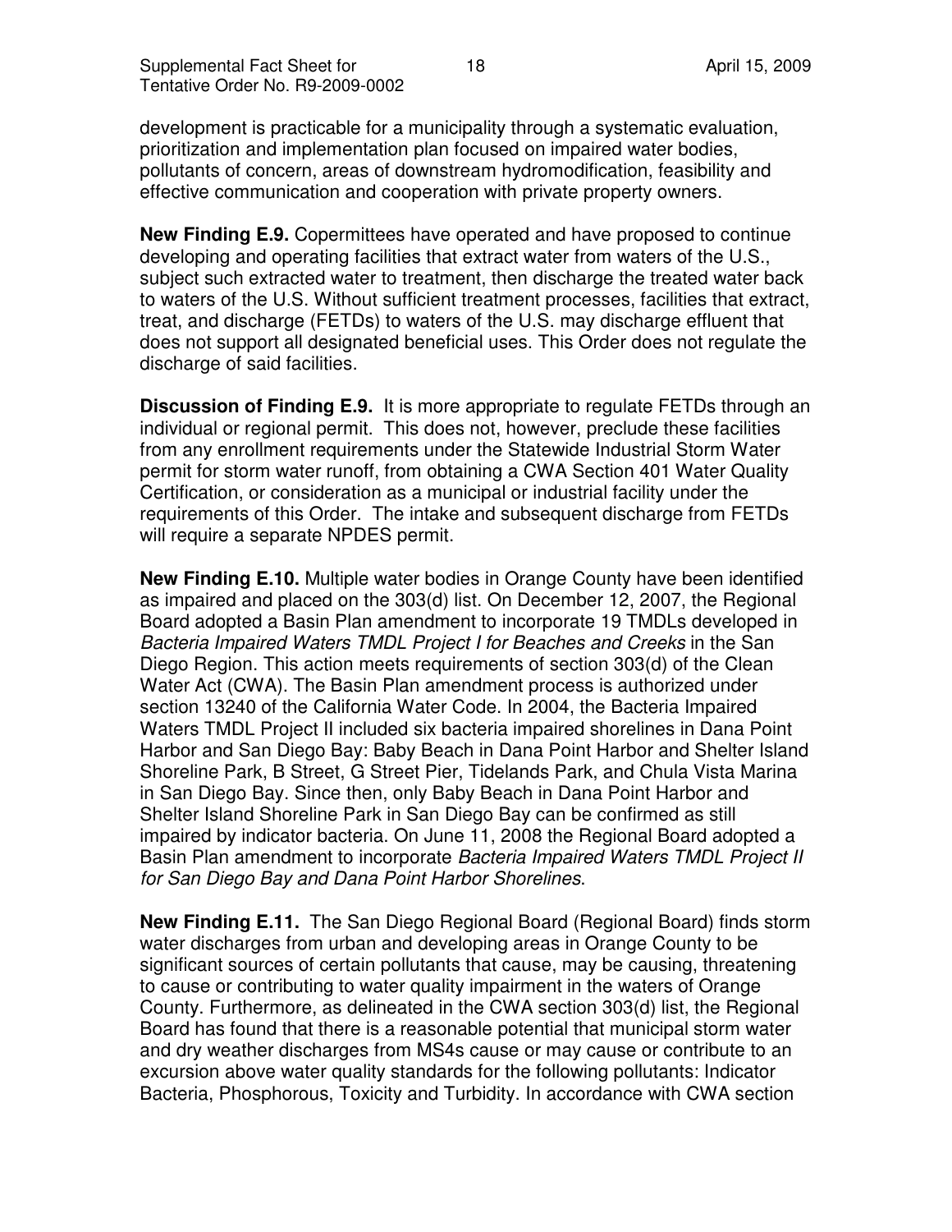development is practicable for a municipality through a systematic evaluation, prioritization and implementation plan focused on impaired water bodies, pollutants of concern, areas of downstream hydromodification, feasibility and effective communication and cooperation with private property owners.

**New Finding E.9.** Copermittees have operated and have proposed to continue developing and operating facilities that extract water from waters of the U.S., subject such extracted water to treatment, then discharge the treated water back to waters of the U.S. Without sufficient treatment processes, facilities that extract, treat, and discharge (FETDs) to waters of the U.S. may discharge effluent that does not support all designated beneficial uses. This Order does not regulate the discharge of said facilities.

**Discussion of Finding E.9.** It is more appropriate to regulate FETDs through an individual or regional permit. This does not, however, preclude these facilities from any enrollment requirements under the Statewide Industrial Storm Water permit for storm water runoff, from obtaining a CWA Section 401 Water Quality Certification, or consideration as a municipal or industrial facility under the requirements of this Order. The intake and subsequent discharge from FETDs will require a separate NPDES permit.

**New Finding E.10.** Multiple water bodies in Orange County have been identified as impaired and placed on the 303(d) list. On December 12, 2007, the Regional Board adopted a Basin Plan amendment to incorporate 19 TMDLs developed in *Bacteria Impaired Waters TMDL Project I for Beaches and Creeks* in the San Diego Region. This action meets requirements of section 303(d) of the Clean Water Act (CWA). The Basin Plan amendment process is authorized under section 13240 of the California Water Code. In 2004, the Bacteria Impaired Waters TMDL Project II included six bacteria impaired shorelines in Dana Point Harbor and San Diego Bay: Baby Beach in Dana Point Harbor and Shelter Island Shoreline Park, B Street, G Street Pier, Tidelands Park, and Chula Vista Marina in San Diego Bay. Since then, only Baby Beach in Dana Point Harbor and Shelter Island Shoreline Park in San Diego Bay can be confirmed as still impaired by indicator bacteria. On June 11, 2008 the Regional Board adopted a Basin Plan amendment to incorporate *Bacteria Impaired Waters TMDL Project II for San Diego Bay and Dana Point Harbor Shorelines*.

**New Finding E.11.** The San Diego Regional Board (Regional Board) finds storm water discharges from urban and developing areas in Orange County to be significant sources of certain pollutants that cause, may be causing, threatening to cause or contributing to water quality impairment in the waters of Orange County. Furthermore, as delineated in the CWA section 303(d) list, the Regional Board has found that there is a reasonable potential that municipal storm water and dry weather discharges from MS4s cause or may cause or contribute to an excursion above water quality standards for the following pollutants: Indicator Bacteria, Phosphorous, Toxicity and Turbidity. In accordance with CWA section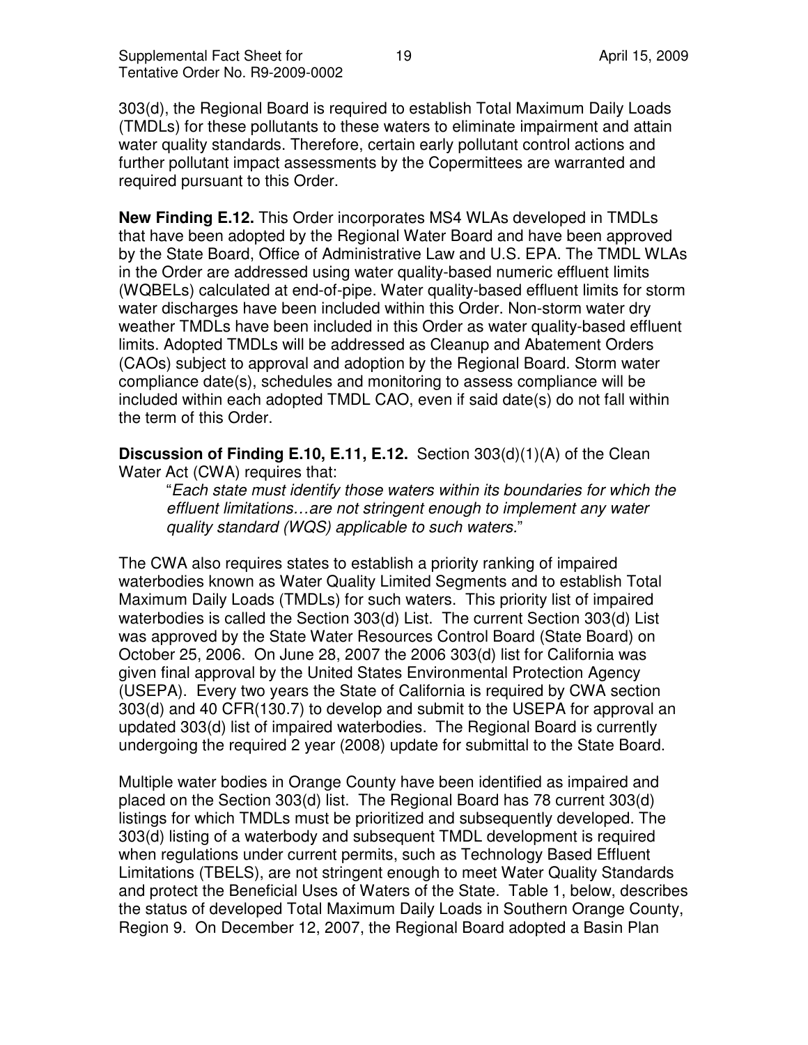303(d), the Regional Board is required to establish Total Maximum Daily Loads (TMDLs) for these pollutants to these waters to eliminate impairment and attain water quality standards. Therefore, certain early pollutant control actions and further pollutant impact assessments by the Copermittees are warranted and required pursuant to this Order.

**New Finding E.12.** This Order incorporates MS4 WLAs developed in TMDLs that have been adopted by the Regional Water Board and have been approved by the State Board, Office of Administrative Law and U.S. EPA. The TMDL WLAs in the Order are addressed using water quality-based numeric effluent limits (WQBELs) calculated at end-of-pipe. Water quality-based effluent limits for storm water discharges have been included within this Order. Non-storm water dry weather TMDLs have been included in this Order as water quality-based effluent limits. Adopted TMDLs will be addressed as Cleanup and Abatement Orders (CAOs) subject to approval and adoption by the Regional Board. Storm water compliance date(s), schedules and monitoring to assess compliance will be included within each adopted TMDL CAO, even if said date(s) do not fall within the term of this Order.

**Discussion of Finding E.10, E.11, E.12.** Section 303(d)(1)(A) of the Clean Water Act (CWA) requires that:

> "*Each state must identify those waters within its boundaries for which the effluent limitations…are not stringent enough to implement any water quality standard (WQS) applicable to such waters.*"

The CWA also requires states to establish a priority ranking of impaired waterbodies known as Water Quality Limited Segments and to establish Total Maximum Daily Loads (TMDLs) for such waters. This priority list of impaired waterbodies is called the Section 303(d) List. The current Section 303(d) List was approved by the State Water Resources Control Board (State Board) on October 25, 2006. On June 28, 2007 the 2006 303(d) list for California was given final approval by the United States Environmental Protection Agency (USEPA). Every two years the State of California is required by CWA section 303(d) and 40 CFR(130.7) to develop and submit to the USEPA for approval an updated 303(d) list of impaired waterbodies. The Regional Board is currently undergoing the required 2 year (2008) update for submittal to the State Board.

Multiple water bodies in Orange County have been identified as impaired and placed on the Section 303(d) list. The Regional Board has 78 current 303(d) listings for which TMDLs must be prioritized and subsequently developed. The 303(d) listing of a waterbody and subsequent TMDL development is required when regulations under current permits, such as Technology Based Effluent Limitations (TBELS), are not stringent enough to meet Water Quality Standards and protect the Beneficial Uses of Waters of the State. Table 1, below, describes the status of developed Total Maximum Daily Loads in Southern Orange County, Region 9. On December 12, 2007, the Regional Board adopted a Basin Plan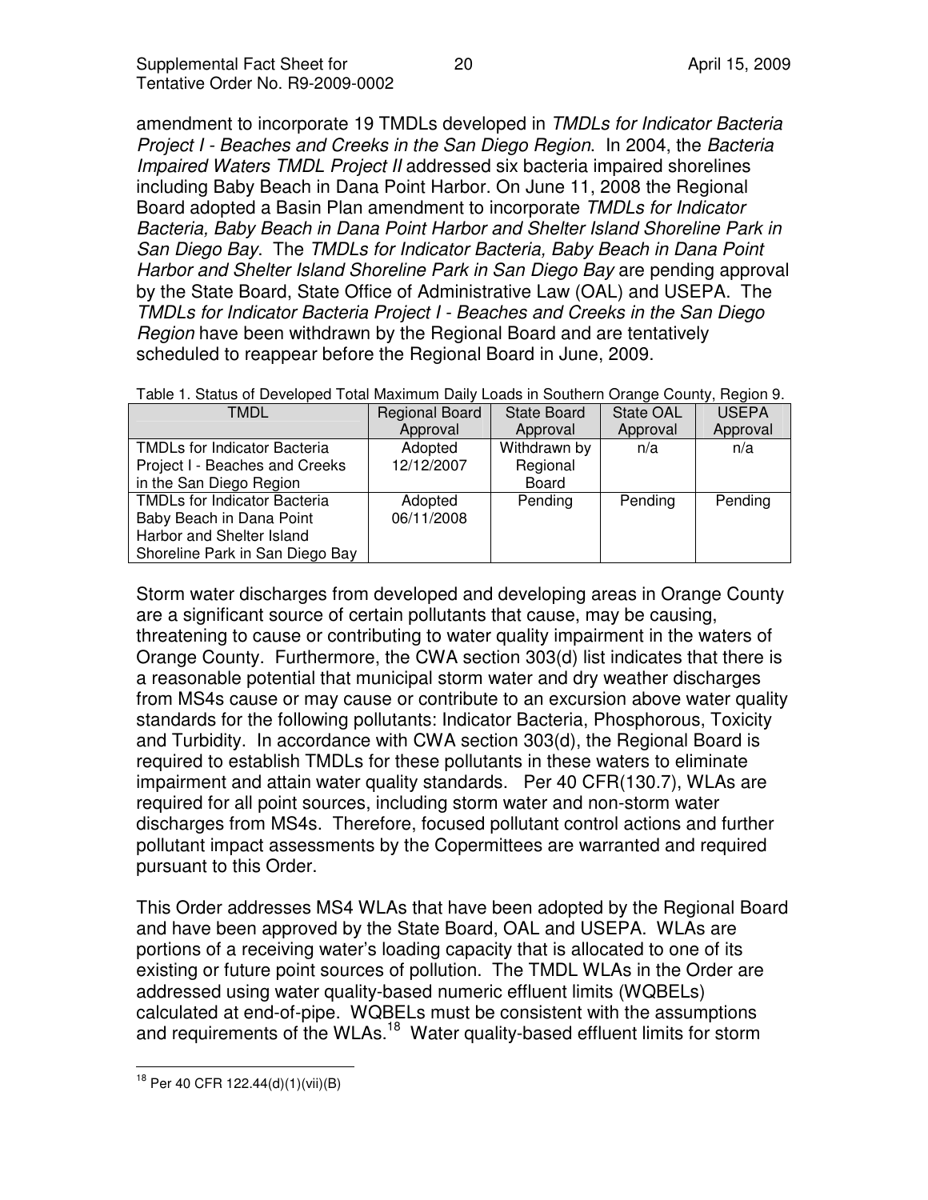amendment to incorporate 19 TMDLs developed in *TMDLs for Indicator Bacteria Project I - Beaches and Creeks in the San Diego Region*. In 2004, the *Bacteria Impaired Waters TMDL Project II* addressed six bacteria impaired shorelines including Baby Beach in Dana Point Harbor. On June 11, 2008 the Regional Board adopted a Basin Plan amendment to incorporate *TMDLs for Indicator Bacteria, Baby Beach in Dana Point Harbor and Shelter Island Shoreline Park in San Diego Bay*. The *TMDLs for Indicator Bacteria, Baby Beach in Dana Point Harbor and Shelter Island Shoreline Park in San Diego Bay* are pending approval by the State Board, State Office of Administrative Law (OAL) and USEPA. The *TMDLs for Indicator Bacteria Project I - Beaches and Creeks in the San Diego Region* have been withdrawn by the Regional Board and are tentatively scheduled to reappear before the Regional Board in June, 2009.

Table 1. Status of Developed Total Maximum Daily Loads in Southern Orange County, Region 9.

| TMDL | Regional Board Approval | State Board Approval | State OAL Approval | USEPA Approval |
|---|---|---|---|---|
| TMDLs for Indicator Bacteria Project I - Beaches and Creeks in the San Diego Region | Adopted 12/12/2007 | Withdrawn by Regional Board | n/a | n/a |
| TMDLs for Indicator Bacteria Baby Beach in Dana Point Harbor and Shelter Island Shoreline Park in San Diego Bay | Adopted 06/11/2008 | Pending | Pending | Pending |

Storm water discharges from developed and developing areas in Orange County are a significant source of certain pollutants that cause, may be causing, threatening to cause or contributing to water quality impairment in the waters of Orange County. Furthermore, the CWA section 303(d) list indicates that there is a reasonable potential that municipal storm water and dry weather discharges from MS4s cause or may cause or contribute to an excursion above water quality standards for the following pollutants: Indicator Bacteria, Phosphorous, Toxicity and Turbidity. In accordance with CWA section 303(d), the Regional Board is required to establish TMDLs for these pollutants in these waters to eliminate impairment and attain water quality standards. Per 40 CFR(130.7), WLAs are required for all point sources, including storm water and non-storm water discharges from MS4s. Therefore, focused pollutant control actions and further pollutant impact assessments by the Copermittees are warranted and required pursuant to this Order.

This Order addresses MS4 WLAs that have been adopted by the Regional Board and have been approved by the State Board, OAL and USEPA. WLAs are portions of a receiving water's loading capacity that is allocated to one of its existing or future point sources of pollution. The TMDL WLAs in the Order are addressed using water quality-based numeric effluent limits (WQBELs) calculated at end-of-pipe. WQBELs must be consistent with the assumptions and requirements of the WLAs.[18] Water quality-based effluent limits for storm

[18] Per 40 CFR 122.44(d)(1)(vii)(B)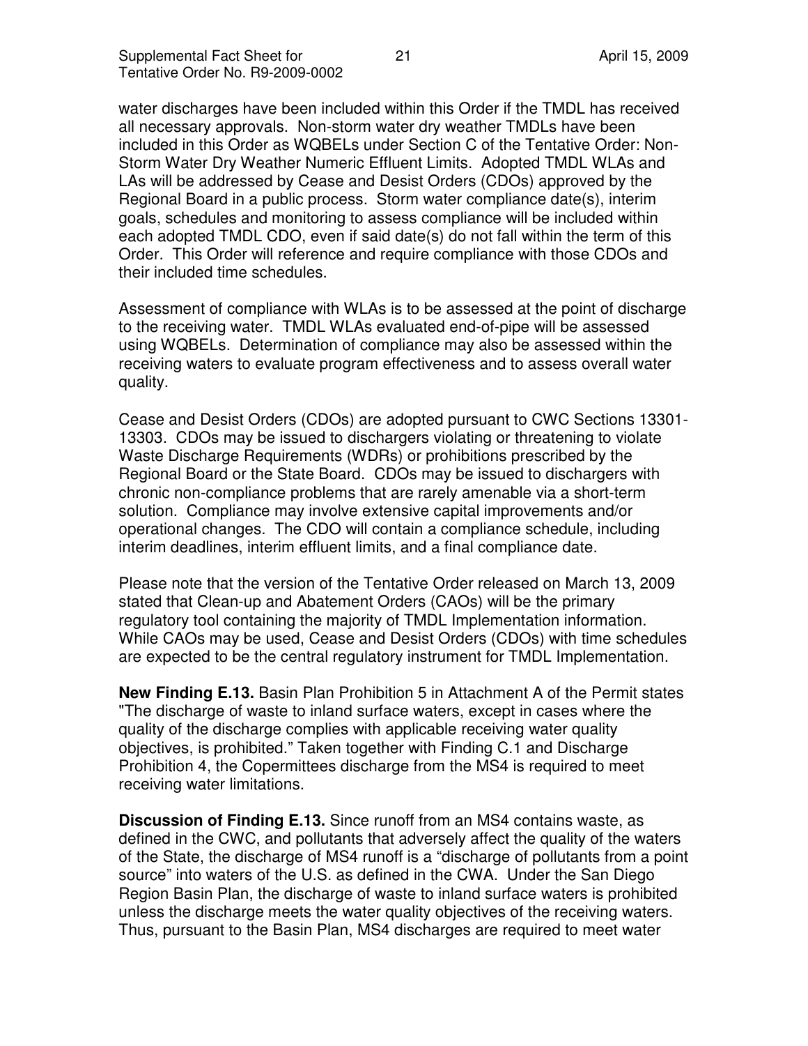water discharges have been included within this Order if the TMDL has received all necessary approvals. Non-storm water dry weather TMDLs have been included in this Order as WQBELs under Section C of the Tentative Order: Non-Storm Water Dry Weather Numeric Effluent Limits. Adopted TMDL WLAs and LAs will be addressed by Cease and Desist Orders (CDOs) approved by the Regional Board in a public process. Storm water compliance date(s), interim goals, schedules and monitoring to assess compliance will be included within each adopted TMDL CDO, even if said date(s) do not fall within the term of this Order. This Order will reference and require compliance with those CDOs and their included time schedules.

Assessment of compliance with WLAs is to be assessed at the point of discharge to the receiving water. TMDL WLAs evaluated end-of-pipe will be assessed using WQBELs. Determination of compliance may also be assessed within the receiving waters to evaluate program effectiveness and to assess overall water quality.

Cease and Desist Orders (CDOs) are adopted pursuant to CWC Sections 13301-13303. CDOs may be issued to dischargers violating or threatening to violate Waste Discharge Requirements (WDRs) or prohibitions prescribed by the Regional Board or the State Board. CDOs may be issued to dischargers with chronic non-compliance problems that are rarely amenable via a short-term solution. Compliance may involve extensive capital improvements and/or operational changes. The CDO will contain a compliance schedule, including interim deadlines, interim effluent limits, and a final compliance date.

Please note that the version of the Tentative Order released on March 13, 2009 stated that Clean-up and Abatement Orders (CAOs) will be the primary regulatory tool containing the majority of TMDL Implementation information. While CAOs may be used, Cease and Desist Orders (CDOs) with time schedules are expected to be the central regulatory instrument for TMDL Implementation.

**New Finding E.13.** Basin Plan Prohibition 5 in Attachment A of the Permit states "The discharge of waste to inland surface waters, except in cases where the quality of the discharge complies with applicable receiving water quality objectives, is prohibited." Taken together with Finding C.1 and Discharge Prohibition 4, the Copermittees discharge from the MS4 is required to meet receiving water limitations.

**Discussion of Finding E.13.** Since runoff from an MS4 contains waste, as defined in the CWC, and pollutants that adversely affect the quality of the waters of the State, the discharge of MS4 runoff is a "discharge of pollutants from a point source" into waters of the U.S. as defined in the CWA. Under the San Diego Region Basin Plan, the discharge of waste to inland surface waters is prohibited unless the discharge meets the water quality objectives of the receiving waters. Thus, pursuant to the Basin Plan, MS4 discharges are required to meet water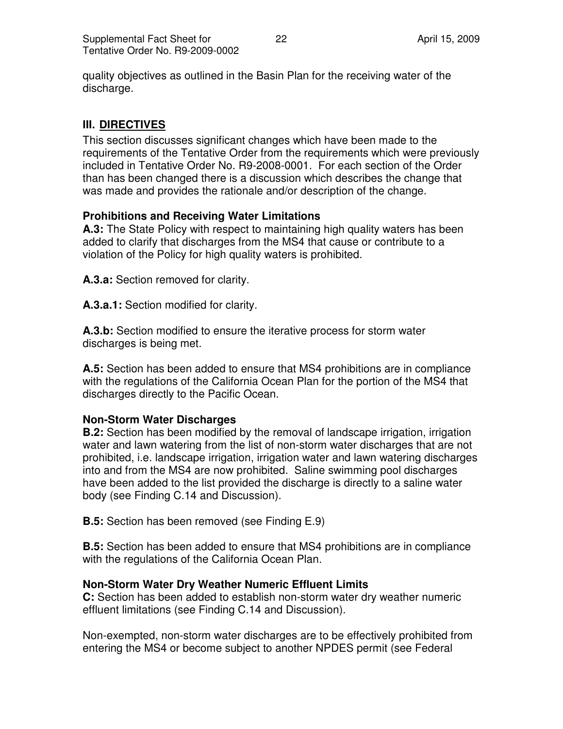quality objectives as outlined in the Basin Plan for the receiving water of the discharge.

## III. DIRECTIVES

This section discusses significant changes which have been made to the requirements of the Tentative Order from the requirements which were previously included in Tentative Order No. R9-2008-0001. For each section of the Order than has been changed there is a discussion which describes the change that was made and provides the rationale and/or description of the change.

### Prohibitions and Receiving Water Limitations

**A.3:** The State Policy with respect to maintaining high quality waters has been added to clarify that discharges from the MS4 that cause or contribute to a violation of the Policy for high quality waters is prohibited.

**A.3.a:** Section removed for clarity.

**A.3.a.1:** Section modified for clarity.

**A.3.b:** Section modified to ensure the iterative process for storm water discharges is being met.

**A.5:** Section has been added to ensure that MS4 prohibitions are in compliance with the regulations of the California Ocean Plan for the portion of the MS4 that discharges directly to the Pacific Ocean.

### Non-Storm Water Discharges

**B.2:** Section has been modified by the removal of landscape irrigation, irrigation water and lawn watering from the list of non-storm water discharges that are not prohibited, i.e. landscape irrigation, irrigation water and lawn watering discharges into and from the MS4 are now prohibited. Saline swimming pool discharges have been added to the list provided the discharge is directly to a saline water body (see Finding C.14 and Discussion).

**B.5:** Section has been removed (see Finding E.9)

**B.5:** Section has been added to ensure that MS4 prohibitions are in compliance with the regulations of the California Ocean Plan.

### Non-Storm Water Dry Weather Numeric Effluent Limits

**C:** Section has been added to establish non-storm water dry weather numeric effluent limitations (see Finding C.14 and Discussion).

Non-exempted, non-storm water discharges are to be effectively prohibited from entering the MS4 or become subject to another NPDES permit (see Federal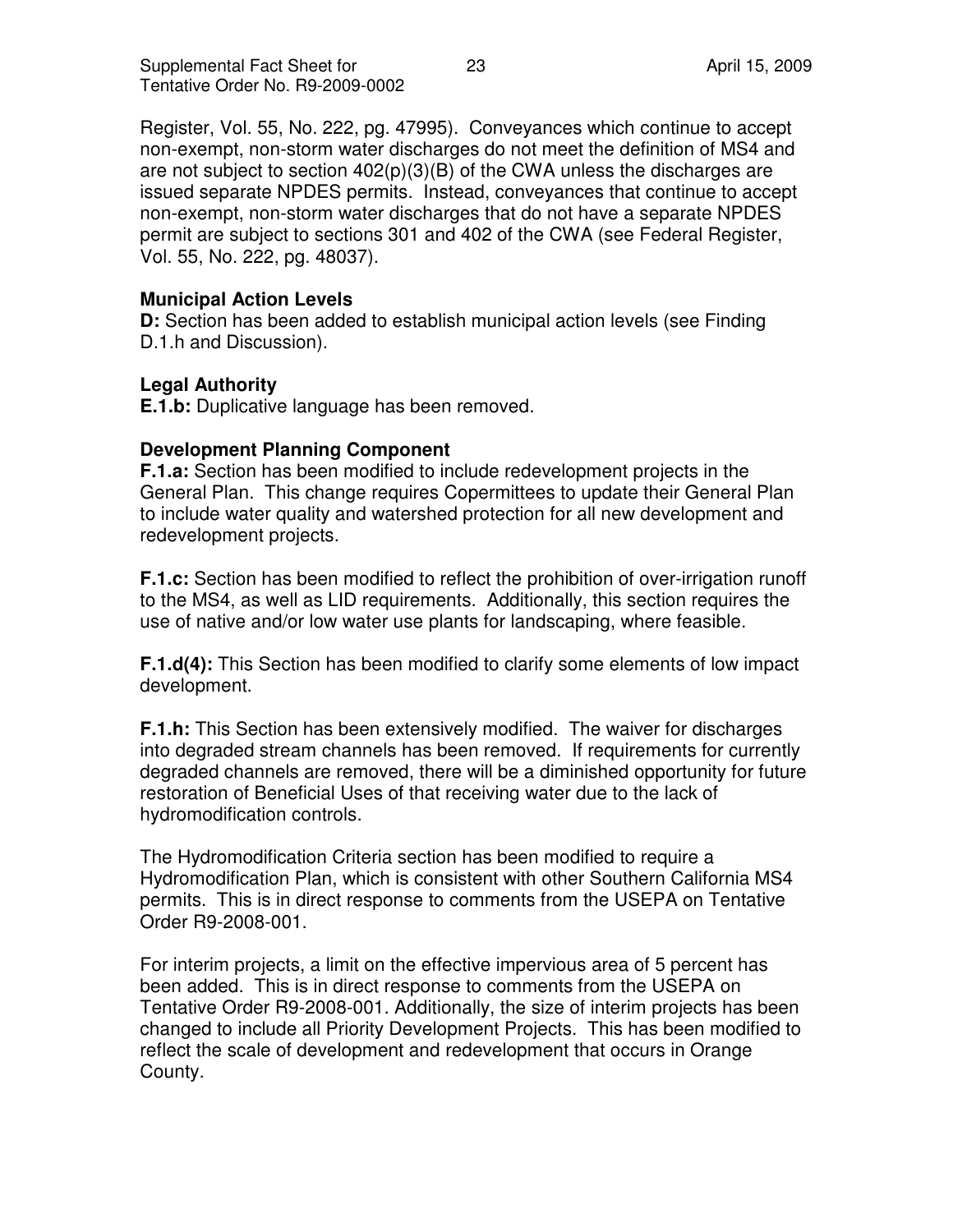Register, Vol. 55, No. 222, pg. 47995). Conveyances which continue to accept non-exempt, non-storm water discharges do not meet the definition of MS4 and are not subject to section 402(p)(3)(B) of the CWA unless the discharges are issued separate NPDES permits. Instead, conveyances that continue to accept non-exempt, non-storm water discharges that do not have a separate NPDES permit are subject to sections 301 and 402 of the CWA (see Federal Register, Vol. 55, No. 222, pg. 48037).

**Municipal Action Levels**

**D:** Section has been added to establish municipal action levels (see Finding D.1.h and Discussion).

**Legal Authority**

**E.1.b:** Duplicative language has been removed.

**Development Planning Component**

**F.1.a:** Section has been modified to include redevelopment projects in the General Plan. This change requires Copermittees to update their General Plan to include water quality and watershed protection for all new development and redevelopment projects.

**F.1.c:** Section has been modified to reflect the prohibition of over-irrigation runoff to the MS4, as well as LID requirements. Additionally, this section requires the use of native and/or low water use plants for landscaping, where feasible.

**F.1.d(4):** This Section has been modified to clarify some elements of low impact development.

**F.1.h:** This Section has been extensively modified. The waiver for discharges into degraded stream channels has been removed. If requirements for currently degraded channels are removed, there will be a diminished opportunity for future restoration of Beneficial Uses of that receiving water due to the lack of hydromodification controls.

The Hydromodification Criteria section has been modified to require a Hydromodification Plan, which is consistent with other Southern California MS4 permits. This is in direct response to comments from the USEPA on Tentative Order R9-2008-001.

For interim projects, a limit on the effective impervious area of 5 percent has been added. This is in direct response to comments from the USEPA on Tentative Order R9-2008-001. Additionally, the size of interim projects has been changed to include all Priority Development Projects. This has been modified to reflect the scale of development and redevelopment that occurs in Orange County.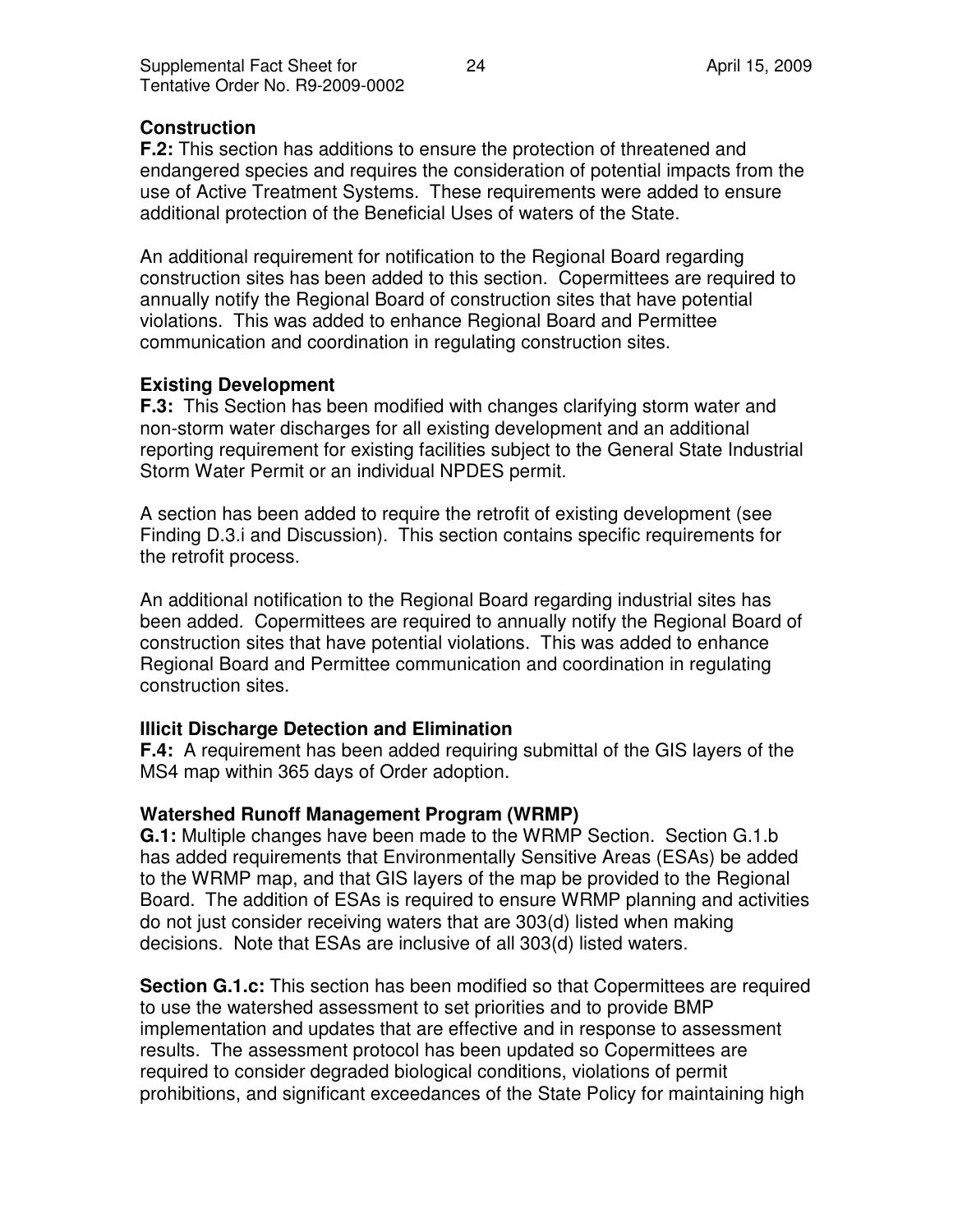**Construction**

**F.2:** This section has additions to ensure the protection of threatened and endangered species and requires the consideration of potential impacts from the use of Active Treatment Systems. These requirements were added to ensure additional protection of the Beneficial Uses of waters of the State.

An additional requirement for notification to the Regional Board regarding construction sites has been added to this section. Copermittees are required to annually notify the Regional Board of construction sites that have potential violations. This was added to enhance Regional Board and Permittee communication and coordination in regulating construction sites.

**Existing Development**

**F.3:** This Section has been modified with changes clarifying storm water and non-storm water discharges for all existing development and an additional reporting requirement for existing facilities subject to the General State Industrial Storm Water Permit or an individual NPDES permit.

A section has been added to require the retrofit of existing development (see Finding D.3.i and Discussion). This section contains specific requirements for the retrofit process.

An additional notification to the Regional Board regarding industrial sites has been added. Copermittees are required to annually notify the Regional Board of construction sites that have potential violations. This was added to enhance Regional Board and Permittee communication and coordination in regulating construction sites.

**Illicit Discharge Detection and Elimination**

**F.4:** A requirement has been added requiring submittal of the GIS layers of the MS4 map within 365 days of Order adoption.

**Watershed Runoff Management Program (WRMP)**

**G.1:** Multiple changes have been made to the WRMP Section. Section G.1.b has added requirements that Environmentally Sensitive Areas (ESAs) be added to the WRMP map, and that GIS layers of the map be provided to the Regional Board. The addition of ESAs is required to ensure WRMP planning and activities do not just consider receiving waters that are 303(d) listed when making decisions. Note that ESAs are inclusive of all 303(d) listed waters.

**Section G.1.c:** This section has been modified so that Copermittees are required to use the watershed assessment to set priorities and to provide BMP implementation and updates that are effective and in response to assessment results. The assessment protocol has been updated so Copermittees are required to consider degraded biological conditions, violations of permit prohibitions, and significant exceedances of the State Policy for maintaining high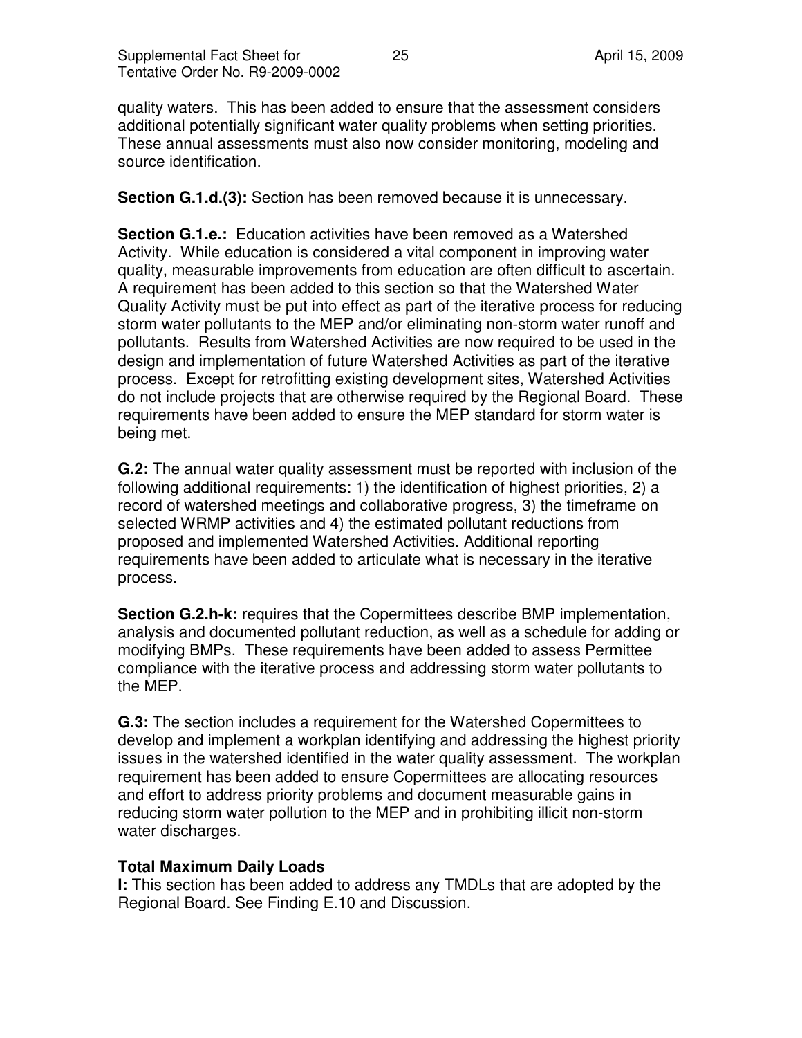quality waters. This has been added to ensure that the assessment considers additional potentially significant water quality problems when setting priorities. These annual assessments must also now consider monitoring, modeling and source identification.

**Section G.1.d.(3):** Section has been removed because it is unnecessary.

**Section G.1.e.:** Education activities have been removed as a Watershed Activity. While education is considered a vital component in improving water quality, measurable improvements from education are often difficult to ascertain. A requirement has been added to this section so that the Watershed Water Quality Activity must be put into effect as part of the iterative process for reducing storm water pollutants to the MEP and/or eliminating non-storm water runoff and pollutants. Results from Watershed Activities are now required to be used in the design and implementation of future Watershed Activities as part of the iterative process. Except for retrofitting existing development sites, Watershed Activities do not include projects that are otherwise required by the Regional Board. These requirements have been added to ensure the MEP standard for storm water is being met.

**G.2:** The annual water quality assessment must be reported with inclusion of the following additional requirements: 1) the identification of highest priorities, 2) a record of watershed meetings and collaborative progress, 3) the timeframe on selected WRMP activities and 4) the estimated pollutant reductions from proposed and implemented Watershed Activities. Additional reporting requirements have been added to articulate what is necessary in the iterative process.

**Section G.2.h-k:** requires that the Copermittees describe BMP implementation, analysis and documented pollutant reduction, as well as a schedule for adding or modifying BMPs. These requirements have been added to assess Permittee compliance with the iterative process and addressing storm water pollutants to the MEP.

**G.3:** The section includes a requirement for the Watershed Copermittees to develop and implement a workplan identifying and addressing the highest priority issues in the watershed identified in the water quality assessment. The workplan requirement has been added to ensure Copermittees are allocating resources and effort to address priority problems and document measurable gains in reducing storm water pollution to the MEP and in prohibiting illicit non-storm water discharges.

**Total Maximum Daily Loads**

**I:** This section has been added to address any TMDLs that are adopted by the Regional Board. See Finding E.10 and Discussion.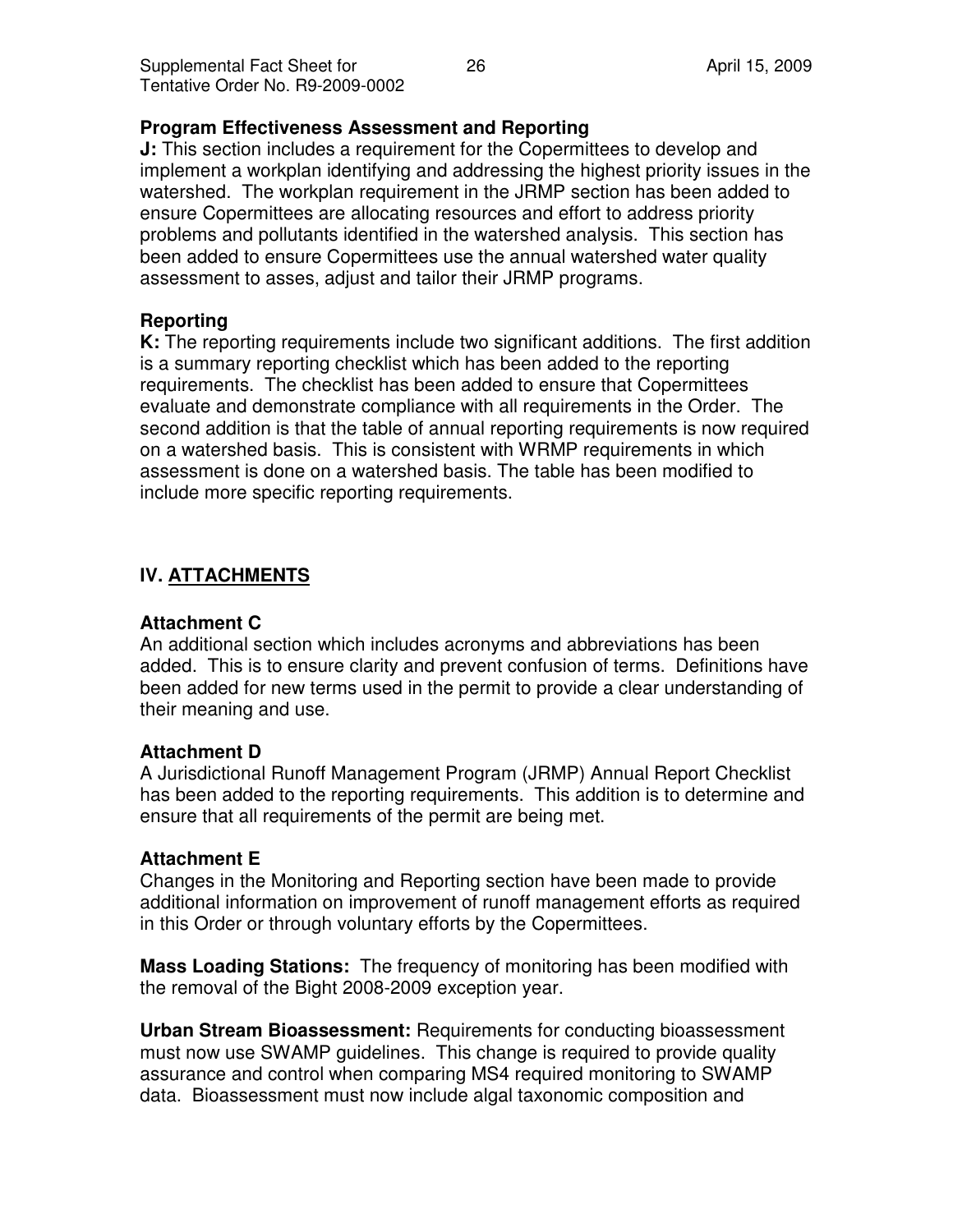### Program Effectiveness Assessment and Reporting

**J:** This section includes a requirement for the Copermittees to develop and implement a workplan identifying and addressing the highest priority issues in the watershed. The workplan requirement in the JRMP section has been added to ensure Copermittees are allocating resources and effort to address priority problems and pollutants identified in the watershed analysis. This section has been added to ensure Copermittees use the annual watershed water quality assessment to asses, adjust and tailor their JRMP programs.

### Reporting

**K:** The reporting requirements include two significant additions. The first addition is a summary reporting checklist which has been added to the reporting requirements. The checklist has been added to ensure that Copermittees evaluate and demonstrate compliance with all requirements in the Order. The second addition is that the table of annual reporting requirements is now required on a watershed basis. This is consistent with WRMP requirements in which assessment is done on a watershed basis. The table has been modified to include more specific reporting requirements.

## IV. ATTACHMENTS

### Attachment C

An additional section which includes acronyms and abbreviations has been added. This is to ensure clarity and prevent confusion of terms. Definitions have been added for new terms used in the permit to provide a clear understanding of their meaning and use.

### Attachment D

A Jurisdictional Runoff Management Program (JRMP) Annual Report Checklist has been added to the reporting requirements. This addition is to determine and ensure that all requirements of the permit are being met.

### Attachment E

Changes in the Monitoring and Reporting section have been made to provide additional information on improvement of runoff management efforts as required in this Order or through voluntary efforts by the Copermittees.

**Mass Loading Stations:** The frequency of monitoring has been modified with the removal of the Bight 2008-2009 exception year.

**Urban Stream Bioassessment:** Requirements for conducting bioassessment must now use SWAMP guidelines. This change is required to provide quality assurance and control when comparing MS4 required monitoring to SWAMP data. Bioassessment must now include algal taxonomic composition and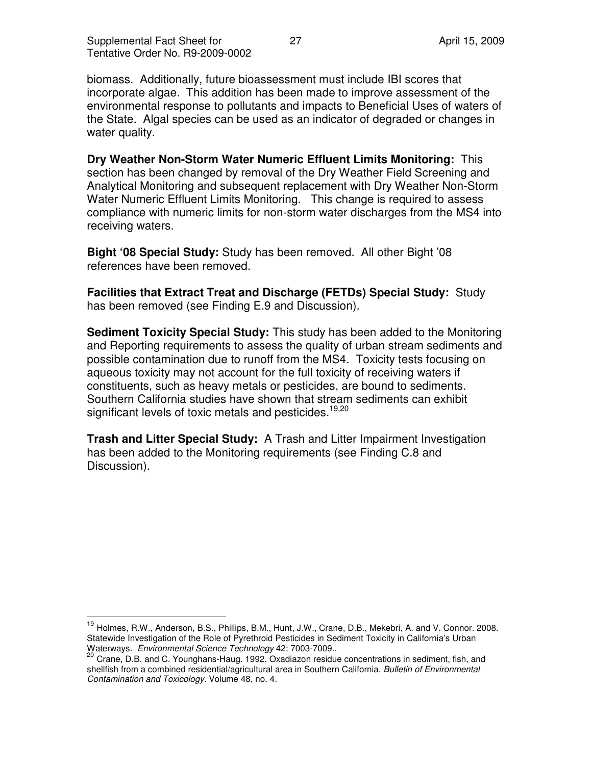biomass. Additionally, future bioassessment must include IBI scores that incorporate algae. This addition has been made to improve assessment of the environmental response to pollutants and impacts to Beneficial Uses of waters of the State. Algal species can be used as an indicator of degraded or changes in water quality.

**Dry Weather Non-Storm Water Numeric Effluent Limits Monitoring:** This section has been changed by removal of the Dry Weather Field Screening and Analytical Monitoring and subsequent replacement with Dry Weather Non-Storm Water Numeric Effluent Limits Monitoring. This change is required to assess compliance with numeric limits for non-storm water discharges from the MS4 into receiving waters.

**Bight '08 Special Study:** Study has been removed. All other Bight '08 references have been removed.

**Facilities that Extract Treat and Discharge (FETDs) Special Study:** Study has been removed (see Finding E.9 and Discussion).

**Sediment Toxicity Special Study:** This study has been added to the Monitoring and Reporting requirements to assess the quality of urban stream sediments and possible contamination due to runoff from the MS4. Toxicity tests focusing on aqueous toxicity may not account for the full toxicity of receiving waters if constituents, such as heavy metals or pesticides, are bound to sediments. Southern California studies have shown that stream sediments can exhibit significant levels of toxic metals and pesticides.[19,20]

**Trash and Litter Special Study:** A Trash and Litter Impairment Investigation has been added to the Monitoring requirements (see Finding C.8 and Discussion).

---

[19] Holmes, R.W., Anderson, B.S., Phillips, B.M., Hunt, J.W., Crane, D.B., Mekebri, A. and V. Connor. 2008. Statewide Investigation of the Role of Pyrethroid Pesticides in Sediment Toxicity in California's Urban Waterways. *Environmental Science Technology* 42: 7003-7009..

[20] Crane, D.B. and C. Younghans-Haug. 1992. Oxadiazon residue concentrations in sediment, fish, and shellfish from a combined residential/agricultural area in Southern California. *Bulletin of Environmental Contamination and Toxicology.* Volume 48, no. 4.